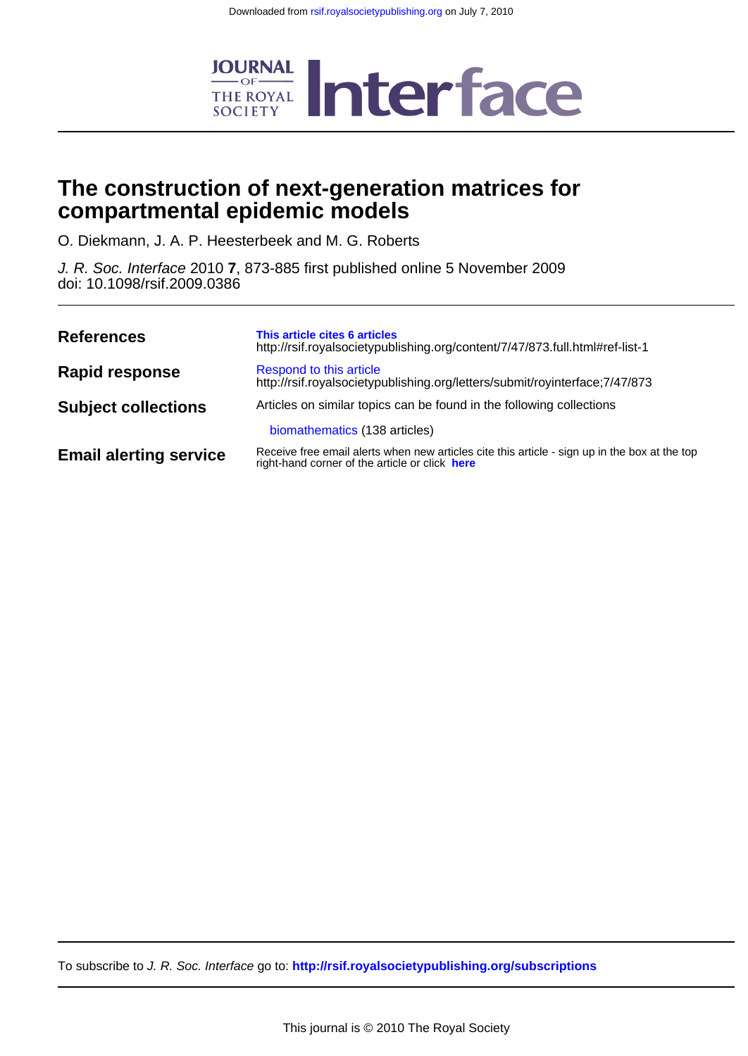Downloaded from rsif.royalsocietypublishing.org on July 7, 2010

# JOURNAL OF THE ROYAL SOCIETY Interface

# The construction of next-generation matrices for compartmental epidemic models

O. Diekmann, J. A. P. Heesterbeek and M. G. Roberts

*J. R. Soc. Interface* 2010 **7**, 873-885 first published online 5 November 2009
doi: 10.1098/rsif.2009.0386

| | |
|---|---|
| **References** | **This article cites 6 articles** http://rsif.royalsocietypublishing.org/content/7/47/873.full.html#ref-list-1 |
| **Rapid response** | Respond to this article http://rsif.royalsocietypublishing.org/letters/submit/royinterface;7/47/873 |
| **Subject collections** | Articles on similar topics can be found in the following collections<br>biomathematics (138 articles) |
| **Email alerting service** | Receive free email alerts when new articles cite this article - sign up in the box at the top right-hand corner of the article or click **here** |

To subscribe to *J. R. Soc. Interface* go to: **http://rsif.royalsocietypublishing.org/subscriptions**

This journal is © 2010 The Royal Society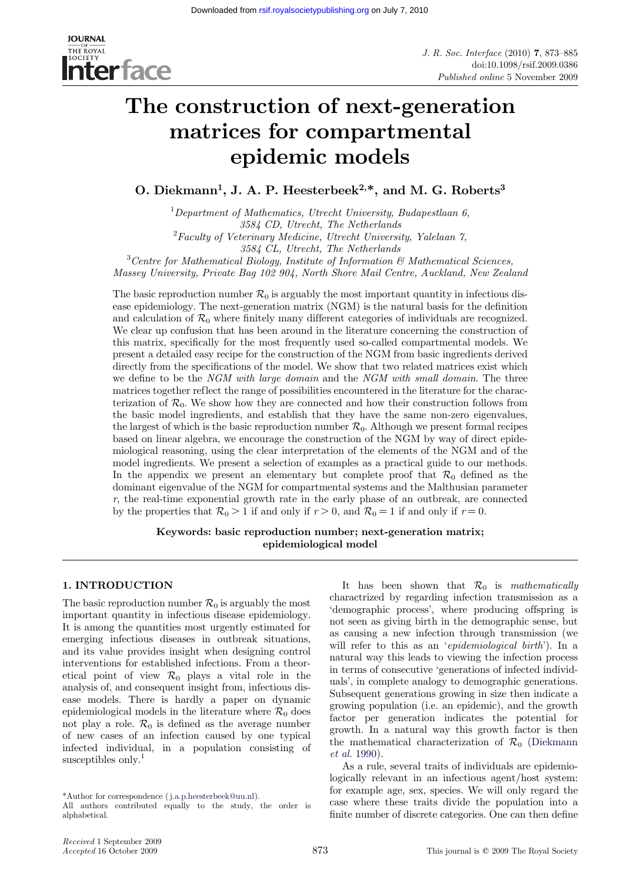# The construction of next-generation matrices for compartmental epidemic models

**O. Diekmann[1], J. A. P. Heesterbeek[2,*], and M. G. Roberts[3]**

[1]*Department of Mathematics, Utrecht University, Budapestlaan 6, 3584 CD, Utrecht, The Netherlands*
[2]*Faculty of Veterinary Medicine, Utrecht University, Yalelaan 7, 3584 CL, Utrecht, The Netherlands*
[3]*Centre for Mathematical Biology, Institute of Information & Mathematical Sciences, Massey University, Private Bag 102 904, North Shore Mail Centre, Auckland, New Zealand*

The basic reproduction number $\mathcal{R}_0$ is arguably the most important quantity in infectious disease epidemiology. The next-generation matrix (NGM) is the natural basis for the definition and calculation of $\mathcal{R}_0$ where finitely many different categories of individuals are recognized. We clear up confusion that has been around in the literature concerning the construction of this matrix, specifically for the most frequently used so-called compartmental models. We present a detailed easy recipe for the construction of the NGM from basic ingredients derived directly from the specifications of the model. We show that two related matrices exist which we define to be the *NGM with large domain* and the *NGM with small domain*. The three matrices together reflect the range of possibilities encountered in the literature for the characterization of $\mathcal{R}_0$. We show how they are connected and how their construction follows from the basic model ingredients, and establish that they have the same non-zero eigenvalues, the largest of which is the basic reproduction number $\mathcal{R}_0$. Although we present formal recipes based on linear algebra, we encourage the construction of the NGM by way of direct epidemiological reasoning, using the clear interpretation of the elements of the NGM and of the model ingredients. We present a selection of examples as a practical guide to our methods. In the appendix we present an elementary but complete proof that $\mathcal{R}_0$ defined as the dominant eigenvalue of the NGM for compartmental systems and the Malthusian parameter $r$, the real-time exponential growth rate in the early phase of an outbreak, are connected by the properties that $\mathcal{R}_0 > 1$ if and only if $r > 0$, and $\mathcal{R}_0 = 1$ if and only if $r = 0$.

**Keywords: basic reproduction number; next-generation matrix; epidemiological model**

## 1. INTRODUCTION

The basic reproduction number $\mathcal{R}_0$ is arguably the most important quantity in infectious disease epidemiology. It is among the quantities most urgently estimated for emerging infectious diseases in outbreak situations, and its value provides insight when designing control interventions for established infections. From a theoretical point of view $\mathcal{R}_0$ plays a vital role in the analysis of, and consequent insight from, infectious disease models. There is hardly a paper on dynamic epidemiological models in the literature where $\mathcal{R}_0$ does not play a role. $\mathcal{R}_0$ is defined as the average number of new cases of an infection caused by one typical infected individual, in a population consisting of susceptibles only.[1]

It has been shown that $\mathcal{R}_0$ is *mathematically* charactrized by regarding infection transmission as a 'demographic process', where producing offspring is not seen as giving birth in the demographic sense, but as causing a new infection through transmission (we will refer to this as an '*epidemiological birth*'). In a natural way this leads to viewing the infection process in terms of consecutive 'generations of infected individuals', in complete analogy to demographic generations. Subsequent generations growing in size then indicate a growing population (i.e. an epidemic), and the growth factor per generation indicates the potential for growth. In a natural way this growth factor is then the mathematical characterization of $\mathcal{R}_0$ (Diekmann *et al.* 1990).

As a rule, several traits of individuals are epidemiologically relevant in an infectious agent/host system: for example age, sex, species. We will only regard the case where these traits divide the population into a finite number of discrete categories. One can then define

*Author for correspondence (j.a.p.heesterbeek@uu.nl).
All authors contributed equally to the study, the order is alphabetical.

Received 1 September 2009
Accepted 16 October 2009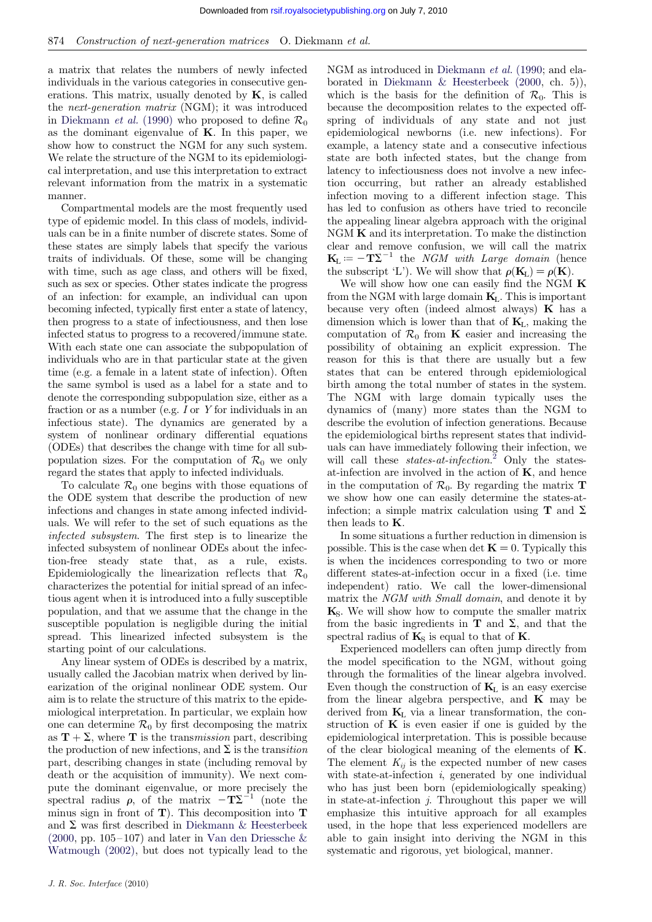a matrix that relates the numbers of newly infected individuals in the various categories in consecutive generations. This matrix, usually denoted by $\mathbf{K}$, is called the *next-generation matrix* (NGM); it was introduced in Diekmann *et al.* (1990) who proposed to define $\mathcal{R}_0$ as the dominant eigenvalue of $\mathbf{K}$. In this paper, we show how to construct the NGM for any such system. We relate the structure of the NGM to its epidemiological interpretation, and use this interpretation to extract relevant information from the matrix in a systematic manner.

Compartmental models are the most frequently used type of epidemic model. In this class of models, individuals can be in a finite number of discrete states. Some of these states are simply labels that specify the various traits of individuals. Of these, some will be changing with time, such as age class, and others will be fixed, such as sex or species. Other states indicate the progress of an infection: for example, an individual can upon becoming infected, typically first enter a state of latency, then progress to a state of infectiousness, and then lose infected status to progress to a recovered/immune state. With each state one can associate the subpopulation of individuals who are in that particular state at the given time (e.g. a female in a latent state of infection). Often the same symbol is used as a label for a state and to denote the corresponding subpopulation size, either as a fraction or as a number (e.g. $I$ or $Y$ for individuals in an infectious state). The dynamics are generated by a system of nonlinear ordinary differential equations (ODEs) that describes the change with time for all subpopulation sizes. For the computation of $\mathcal{R}_0$ we only regard the states that apply to infected individuals.

To calculate $\mathcal{R}_0$ one begins with those equations of the ODE system that describe the production of new infections and changes in state among infected individuals. We will refer to the set of such equations as the *infected subsystem*. The first step is to linearize the infected subsystem of nonlinear ODEs about the infection-free steady state that, as a rule, exists. Epidemiologically the linearization reflects that $\mathcal{R}_0$ characterizes the potential for initial spread of an infectious agent when it is introduced into a fully susceptible population, and that we assume that the change in the susceptible population is negligible during the initial spread. This linearized infected subsystem is the starting point of our calculations.

Any linear system of ODEs is described by a matrix, usually called the Jacobian matrix when derived by linearization of the original nonlinear ODE system. Our aim is to relate the structure of this matrix to the epidemiological interpretation. In particular, we explain how one can determine $\mathcal{R}_0$ by first decomposing the matrix as $\mathbf{T}+\boldsymbol{\Sigma}$, where $\mathbf{T}$ is the trans*mission* part, describing the production of new infections, and $\boldsymbol{\Sigma}$ is the trans*ition* part, describing changes in state (including removal by death or the acquisition of immunity). We next compute the dominant eigenvalue, or more precisely the spectral radius $\rho$, of the matrix $-\mathbf{T}\boldsymbol{\Sigma}^{-1}$ (note the minus sign in front of $\mathbf{T}$). This decomposition into $\mathbf{T}$ and $\boldsymbol{\Sigma}$ was first described in Diekmann & Heesterbeek (2000, pp. 105–107) and later in Van den Driessche & Watmough (2002), but does not typically lead to the NGM as introduced in Diekmann *et al.* (1990; and elaborated in Diekmann & Heesterbeek (2000, ch. 5)), which is the basis for the definition of $\mathcal{R}_0$. This is because the decomposition relates to the expected offspring of individuals of any state and not just epidemiological newborns (i.e. new infections). For example, a latency state and a consecutive infectious state are both infected states, but the change from latency to infectiousness does not involve a new infection occurring, but rather an already established infection moving to a different infection stage. This has led to confusion as others have tried to reconcile the appealing linear algebra approach with the original NGM $\mathbf{K}$ and its interpretation. To make the distinction clear and remove confusion, we will call the matrix $\mathbf{K}_{\mathrm{L}} := -\mathbf{T}\boldsymbol{\Sigma}^{-1}$ the *NGM with Large domain* (hence the subscript 'L'). We will show that $\rho(\mathbf{K}_{\mathrm{L}}) = \rho(\mathbf{K})$.

We will show how one can easily find the NGM $\mathbf{K}$ from the NGM with large domain $\mathbf{K}_{\mathrm{L}}$. This is important because very often (indeed almost always) $\mathbf{K}$ has a dimension which is lower than that of $\mathbf{K}_{\mathrm{L}}$, making the computation of $\mathcal{R}_0$ from $\mathbf{K}$ easier and increasing the possibility of obtaining an explicit expression. The reason for this is that there are usually but a few states that can be entered through epidemiological birth among the total number of states in the system. The NGM with large domain typically uses the dynamics of (many) more states than the NGM to describe the evolution of infection generations. Because the epidemiological births represent states that individuals can have immediately following their infection, we will call these *states-at-infection*.[2] Only the states-at-infection are involved in the action of $\mathbf{K}$, and hence in the computation of $\mathcal{R}_0$. By regarding the matrix $\mathbf{T}$ we show how one can easily determine the states-at-infection; a simple matrix calculation using $\mathbf{T}$ and $\boldsymbol{\Sigma}$ then leads to $\mathbf{K}$.

In some situations a further reduction in dimension is possible. This is the case when $\det \mathbf{K} = 0$. Typically this is when the incidences corresponding to two or more different states-at-infection occur in a fixed (i.e. time independent) ratio. We call the lower-dimensional matrix the *NGM with Small domain*, and denote it by $\mathbf{K}_{\mathrm{S}}$. We will show how to compute the smaller matrix from the basic ingredients in $\mathbf{T}$ and $\boldsymbol{\Sigma}$, and that the spectral radius of $\mathbf{K}_{\mathrm{S}}$ is equal to that of $\mathbf{K}$.

Experienced modellers can often jump directly from the model specification to the NGM, without going through the formalities of the linear algebra involved. Even though the construction of $\mathbf{K}_{\mathrm{L}}$ is an easy exercise from the linear algebra perspective, and $\mathbf{K}$ may be derived from $\mathbf{K}_{\mathrm{L}}$ via a linear transformation, the construction of $\mathbf{K}$ is even easier if one is guided by the epidemiological interpretation. This is possible because of the clear biological meaning of the elements of $\mathbf{K}$. The element $K_{ij}$ is the expected number of new cases with state-at-infection $i$, generated by one individual who has just been born (epidemiologically speaking) in state-at-infection $j$. Throughout this paper we will emphasize this intuitive approach for all examples used, in the hope that less experienced modellers are able to gain insight into deriving the NGM in this systematic and rigorous, yet biological, manner.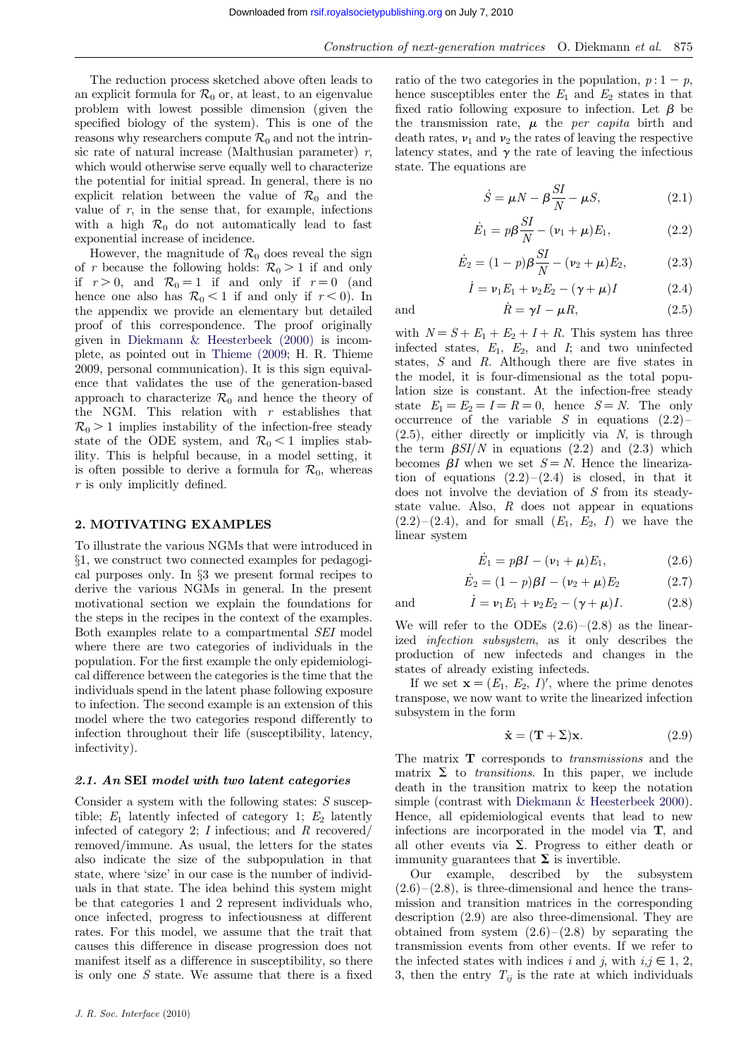The reduction process sketched above often leads to an explicit formula for $\mathcal{R}_0$ or, at least, to an eigenvalue problem with lowest possible dimension (given the specified biology of the system). This is one of the reasons why researchers compute $\mathcal{R}_0$ and not the intrinsic rate of natural increase (Malthusian parameter) $r$, which would otherwise serve equally well to characterize the potential for initial spread. In general, there is no explicit relation between the value of $\mathcal{R}_0$ and the value of $r$, in the sense that, for example, infections with a high $\mathcal{R}_0$ do not automatically lead to fast exponential increase of incidence.

However, the magnitude of $\mathcal{R}_0$ does reveal the sign of $r$ because the following holds: $\mathcal{R}_0 > 1$ if and only if $r > 0$, and $\mathcal{R}_0 = 1$ if and only if $r = 0$ (and hence one also has $\mathcal{R}_0 < 1$ if and only if $r < 0$). In the appendix we provide an elementary but detailed proof of this correspondence. The proof originally given in Diekmann & Heesterbeek (2000) is incomplete, as pointed out in Thieme (2009; H. R. Thieme 2009, personal communication). It is this sign equivalence that validates the use of the generation-based approach to characterize $\mathcal{R}_0$ and hence the theory of the NGM. This relation with $r$ establishes that $\mathcal{R}_0 > 1$ implies instability of the infection-free steady state of the ODE system, and $\mathcal{R}_0 < 1$ implies stability. This is helpful because, in a model setting, it is often possible to derive a formula for $\mathcal{R}_0$, whereas $r$ is only implicitly defined.

## 2. MOTIVATING EXAMPLES

To illustrate the various NGMs that were introduced in §1, we construct two connected examples for pedagogical purposes only. In §3 we present formal recipes to derive the various NGMs in general. In the present motivational section we explain the foundations for the steps in the recipes in the context of the examples. Both examples relate to a compartmental *SEI* model where there are two categories of individuals in the population. For the first example the only epidemiological difference between the categories is the time that the individuals spend in the latent phase following exposure to infection. The second example is an extension of this model where the two categories respond differently to infection throughout their life (susceptibility, latency, infectivity).

### 2.1. *An* SEI *model with two latent categories*

Consider a system with the following states: $S$ susceptible; $E_1$ latently infected of category 1; $E_2$ latently infected of category 2; $I$ infectious; and $R$ recovered/removed/immune. As usual, the letters for the states also indicate the size of the subpopulation in that state, where 'size' in our case is the number of individuals in that state. The idea behind this system might be that categories 1 and 2 represent individuals who, once infected, progress to infectiousness at different rates. For this model, we assume that the trait that causes this difference in disease progression does not manifest itself as a difference in susceptibility, so there is only one $S$ state. We assume that there is a fixed ratio of the two categories in the population, $p : 1 - p$, hence susceptibles enter the $E_1$ and $E_2$ states in that fixed ratio following exposure to infection. Let $\beta$ be the transmission rate, $\mu$ the *per capita* birth and death rates, $\nu_1$ and $\nu_2$ the rates of leaving the respective latency states, and $\gamma$ the rate of leaving the infectious state. The equations are

$$\dot{S} = \mu N - \beta \frac{SI}{N} - \mu S, \tag{2.1}$$

$$\dot{E}_1 = p\beta \frac{SI}{N} - (\nu_1 + \mu)E_1, \tag{2.2}$$

$$\dot{E}_2 = (1-p)\beta \frac{SI}{N} - (\nu_2 + \mu)E_2, \tag{2.3}$$

$$\dot{I} = \nu_1 E_1 + \nu_2 E_2 - (\gamma + \mu)I \tag{2.4}$$

and

$$\dot{R} = \gamma I - \mu R, \tag{2.5}$$

with $N = S + E_1 + E_2 + I + R$. This system has three infected states, $E_1$, $E_2$, and $I$; and two uninfected states, $S$ and $R$. Although there are five states in the model, it is four-dimensional as the total population size is constant. At the infection-free steady state $E_1 = E_2 = I = R = 0$, hence $S = N$. The only occurrence of the variable $S$ in equations (2.2)–(2.5), either directly or implicitly via $N$, is through the term $\beta SI/N$ in equations (2.2) and (2.3) which becomes $\beta I$ when we set $S = N$. Hence the linearization of equations (2.2)–(2.4) is closed, in that it does not involve the deviation of $S$ from its steady-state value. Also, $R$ does not appear in equations (2.2)–(2.4), and for small ($E_1$, $E_2$, $I$) we have the linear system

$$\dot{E}_1 = p\beta I - (\nu_1 + \mu)E_1, \tag{2.6}$$

$$\dot{E}_2 = (1-p)\beta I - (\nu_2 + \mu)E_2 \tag{2.7}$$

and

$$\dot{I} = \nu_1 E_1 + \nu_2 E_2 - (\gamma + \mu)I. \tag{2.8}$$

We will refer to the ODEs (2.6)–(2.8) as the linearized *infection subsystem*, as it only describes the production of new infecteds and changes in the states of already existing infecteds.

If we set $\mathbf{x} = (E_1, E_2, I)'$, where the prime denotes transpose, we now want to write the linearized infection subsystem in the form

$$\dot{\mathbf{x}} = (\mathbf{T} + \mathbf{\Sigma})\mathbf{x}. \tag{2.9}$$

The matrix $\mathbf{T}$ corresponds to *transmissions* and the matrix $\mathbf{\Sigma}$ to *transitions*. In this paper, we include death in the transition matrix to keep the notation simple (contrast with Diekmann & Heesterbeek 2000). Hence, all epidemiological events that lead to new infections are incorporated in the model via $\mathbf{T}$, and all other events via $\mathbf{\Sigma}$. Progress to either death or immunity guarantees that $\mathbf{\Sigma}$ is invertible.

Our example, described by the subsystem (2.6)–(2.8), is three-dimensional and hence the transmission and transition matrices in the corresponding description (2.9) are also three-dimensional. They are obtained from system (2.6)–(2.8) by separating the transmission events from other events. If we refer to the infected states with indices $i$ and $j$, with $i, j \in 1, 2, 3$, then the entry $T_{ij}$ is the rate at which individuals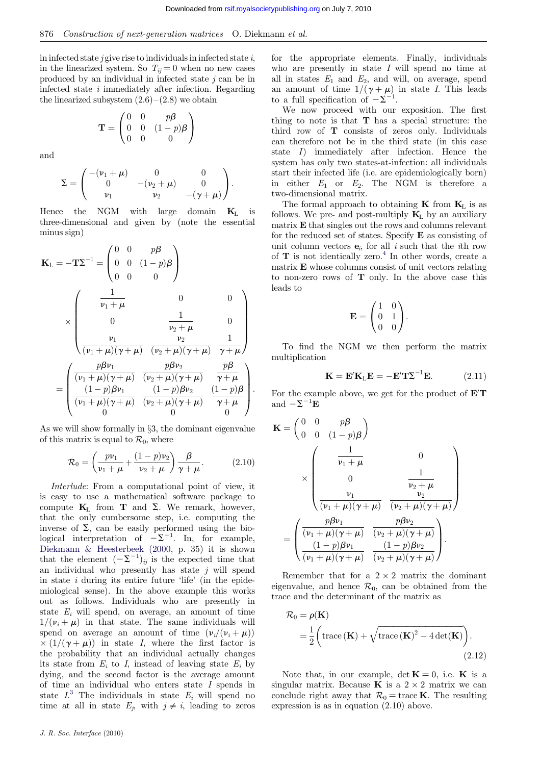in infected state $j$ give rise to individuals in infected state $i$, in the linearized system. So $T_{ij} = 0$ when no new cases produced by an individual in infected state $j$ can be in infected state $i$ immediately after infection. Regarding the linearized subsystem (2.6)–(2.8) we obtain

$$\mathbf{T} = \begin{pmatrix} 0 & 0 & p\beta \\ 0 & 0 & (1-p)\beta \\ 0 & 0 & 0 \end{pmatrix}$$

and

$$\Sigma = \begin{pmatrix} -(\nu_1 + \mu) & 0 & 0 \\ 0 & -(\nu_2 + \mu) & 0 \\ \nu_1 & \nu_2 & -(\gamma + \mu) \end{pmatrix}.$$

Hence the NGM with large domain $\mathbf{K}_{\mathrm{L}}$ is three-dimensional and given by (note the essential minus sign)

$$\mathbf{K}_{\mathrm{L}} = -\mathbf{T}\Sigma^{-1} = \begin{pmatrix} 0 & 0 & p\beta \\ 0 & 0 & (1-p)\beta \\ 0 & 0 & 0 \end{pmatrix} \times \begin{pmatrix} \dfrac{1}{\nu_1+\mu} & 0 & 0 \\ 0 & \dfrac{1}{\nu_2+\mu} & 0 \\ \dfrac{\nu_1}{(\nu_1+\mu)(\gamma+\mu)} & \dfrac{\nu_2}{(\nu_2+\mu)(\gamma+\mu)} & \dfrac{1}{\gamma+\mu} \end{pmatrix}$$

$$= \begin{pmatrix} \dfrac{p\beta\nu_1}{(\nu_1+\mu)(\gamma+\mu)} & \dfrac{p\beta\nu_2}{(\nu_2+\mu)(\gamma+\mu)} & \dfrac{p\beta}{\gamma+\mu} \\ \dfrac{(1-p)\beta\nu_1}{(\nu_1+\mu)(\gamma+\mu)} & \dfrac{(1-p)\beta\nu_2}{(\nu_2+\mu)(\gamma+\mu)} & \dfrac{(1-p)\beta}{\gamma+\mu} \\ 0 & 0 & 0 \end{pmatrix}.$$

As we will show formally in §3, the dominant eigenvalue of this matrix is equal to $\mathcal{R}_0$, where

$$\mathcal{R}_0 = \left(\frac{p\nu_1}{\nu_1+\mu} + \frac{(1-p)\nu_2}{\nu_2+\mu}\right)\frac{\beta}{\gamma+\mu}. \tag{2.10}$$

*Interlude*: From a computational point of view, it is easy to use a mathematical software package to compute $\mathbf{K}_{\mathrm{L}}$ from $\mathbf{T}$ and $\Sigma$. We remark, however, that the only cumbersome step, i.e. computing the inverse of $\Sigma$, can be easily performed using the biological interpretation of $-\Sigma^{-1}$. In, for example, Diekmann & Heesterbeek (2000, p. 35) it is shown that the element $(-\Sigma^{-1})_{ij}$ is the expected time that an individual who presently has state $j$ will spend in state $i$ during its entire future 'life' (in the epidemiological sense). In the above example this works out as follows. Individuals who are presently in state $E_i$ will spend, on average, an amount of time $1/(\nu_i+\mu)$ in that state. The same individuals will spend on average an amount of time $(\nu_i/(\nu_i+\mu)) \times (1/(\gamma+\mu))$ in state $I$, where the first factor is the probability that an individual actually changes its state from $E_i$ to $I$, instead of leaving state $E_i$ by dying, and the second factor is the average amount of time an individual who enters state $I$ spends in state $I$.[3] The individuals in state $E_i$ will spend no time at all in state $E_j$, with $j \neq i$, leading to zeros for the appropriate elements. Finally, individuals who are presently in state $I$ will spend no time at all in states $E_1$ and $E_2$, and will, on average, spend an amount of time $1/(\gamma+\mu)$ in state $I$. This leads to a full specification of $-\Sigma^{-1}$.

We now proceed with our exposition. The first thing to note is that $\mathbf{T}$ has a special structure: the third row of $\mathbf{T}$ consists of zeros only. Individuals can therefore not be in the third state (in this case state $I$) immediately after infection. Hence the system has only two states-at-infection: all individuals start their infected life (i.e. are epidemiologically born) in either $E_1$ or $E_2$. The NGM is therefore a two-dimensional matrix.

The formal approach to obtaining $\mathbf{K}$ from $\mathbf{K}_{\mathrm{L}}$ is as follows. We pre- and post-multiply $\mathbf{K}_{\mathrm{L}}$ by an auxiliary matrix $\mathbf{E}$ that singles out the rows and columns relevant for the reduced set of states. Specify $\mathbf{E}$ as consisting of unit column vectors $\mathbf{e}_i$, for all $i$ such that the $i$th row of $\mathbf{T}$ is not identically zero.[4] In other words, create a matrix $\mathbf{E}$ whose columns consist of unit vectors relating to non-zero rows of $\mathbf{T}$ only. In the above case this leads to

$$\mathbf{E} = \begin{pmatrix} 1 & 0 \\ 0 & 1 \\ 0 & 0 \end{pmatrix}.$$

To find the NGM we then perform the matrix multiplication

$$\mathbf{K} = \mathbf{E}'\mathbf{K}_{\mathrm{L}}\mathbf{E} = -\mathbf{E}'\mathbf{T}\Sigma^{-1}\mathbf{E}. \tag{2.11}$$

For the example above, we get for the product of $\mathbf{E}'\mathbf{T}$ and $-\Sigma^{-1}\mathbf{E}$

$$\mathbf{K} = \begin{pmatrix} 0 & 0 & p\beta \\ 0 & 0 & (1-p)\beta \end{pmatrix} \times \begin{pmatrix} \dfrac{1}{\nu_1+\mu} & 0 \\ 0 & \dfrac{1}{\nu_2+\mu} \\ \dfrac{\nu_1}{(\nu_1+\mu)(\gamma+\mu)} & \dfrac{\nu_2}{(\nu_2+\mu)(\gamma+\mu)} \end{pmatrix}$$

$$= \begin{pmatrix} \dfrac{p\beta\nu_1}{(\nu_1+\mu)(\gamma+\mu)} & \dfrac{p\beta\nu_2}{(\nu_2+\mu)(\gamma+\mu)} \\ \dfrac{(1-p)\beta\nu_1}{(\nu_1+\mu)(\gamma+\mu)} & \dfrac{(1-p)\beta\nu_2}{(\nu_2+\mu)(\gamma+\mu)} \end{pmatrix}.$$

Remember that for a $2 \times 2$ matrix the dominant eigenvalue, and hence $\mathcal{R}_0$, can be obtained from the trace and the determinant of the matrix as

$$\mathcal{R}_0 = \rho(\mathbf{K}) = \frac{1}{2}\left(\mathrm{trace}\,(\mathbf{K}) + \sqrt{\mathrm{trace}\,(\mathbf{K})^2 - 4\det(\mathbf{K})}\right). \tag{2.12}$$

Note that, in our example, $\det \mathbf{K} = 0$, i.e. $\mathbf{K}$ is a singular matrix. Because $\mathbf{K}$ is a $2 \times 2$ matrix we can conclude right away that $\mathcal{R}_0 = \mathrm{trace}\,\mathbf{K}$. The resulting expression is as in equation (2.10) above.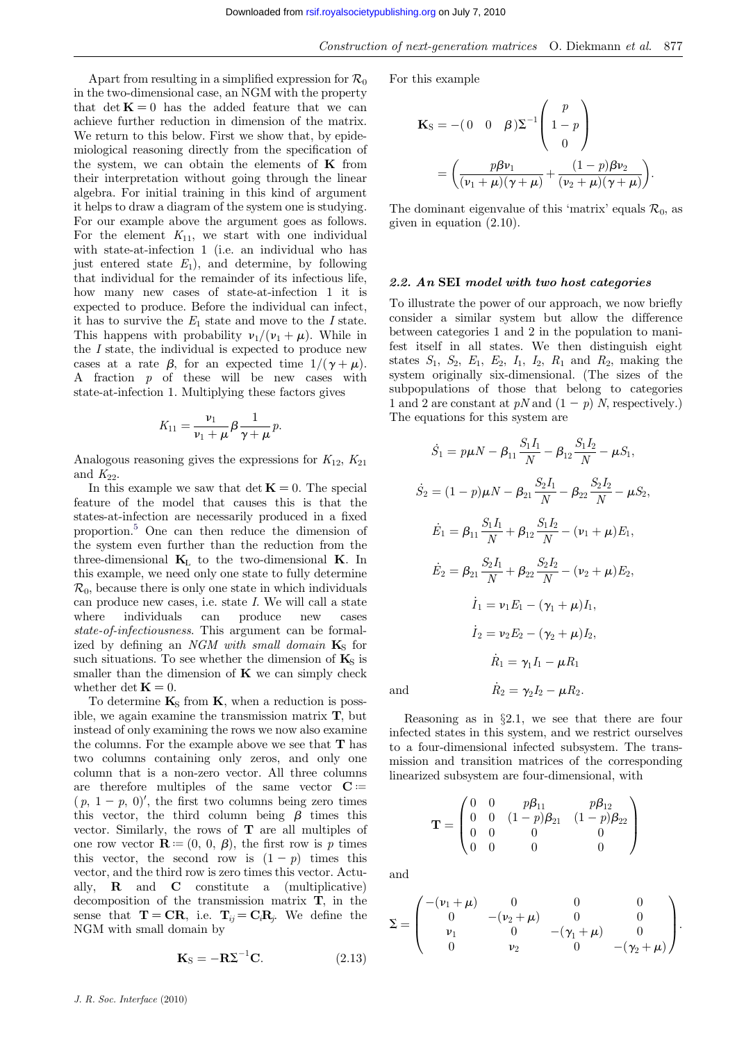Apart from resulting in a simplified expression for $\mathcal{R}_0$ in the two-dimensional case, an NGM with the property that $\det \mathbf{K} = 0$ has the added feature that we can achieve further reduction in dimension of the matrix. We return to this below. First we show that, by epidemiological reasoning directly from the specification of the system, we can obtain the elements of $\mathbf{K}$ from their interpretation without going through the linear algebra. For initial training in this kind of argument it helps to draw a diagram of the system one is studying. For our example above the argument goes as follows. For the element $K_{11}$, we start with one individual with state-at-infection 1 (i.e. an individual who has just entered state $E_1$), and determine, by following that individual for the remainder of its infectious life, how many new cases of state-at-infection 1 it is expected to produce. Before the individual can infect, it has to survive the $E_1$ state and move to the $I$ state. This happens with probability $\nu_1/(\nu_1 + \mu)$. While in the $I$ state, the individual is expected to produce new cases at a rate $\beta$, for an expected time $1/(\gamma + \mu)$. A fraction $p$ of these will be new cases with state-at-infection 1. Multiplying these factors gives

$$K_{11} = \frac{\nu_1}{\nu_1 + \mu} \beta \frac{1}{\gamma + \mu} p.$$

Analogous reasoning gives the expressions for $K_{12}$, $K_{21}$ and $K_{22}$.

In this example we saw that $\det \mathbf{K} = 0$. The special feature of the model that causes this is that the states-at-infection are necessarily produced in a fixed proportion.[5] One can then reduce the dimension of the system even further than the reduction from the three-dimensional $\mathbf{K}_\mathrm{L}$ to the two-dimensional $\mathbf{K}$. In this example, we need only one state to fully determine $\mathcal{R}_0$, because there is only one state in which individuals can produce new cases, i.e. state $I$. We will call a state where individuals can produce new cases *state-of-infectiousness*. This argument can be formalized by defining an *NGM with small domain* $\mathbf{K}_\mathrm{S}$ for such situations. To see whether the dimension of $\mathbf{K}_\mathrm{S}$ is smaller than the dimension of $\mathbf{K}$ we can simply check whether $\det \mathbf{K} = 0$.

To determine $\mathbf{K}_\mathrm{S}$ from $\mathbf{K}$, when a reduction is possible, we again examine the transmission matrix $\mathbf{T}$, but instead of only examining the rows we now also examine the columns. For the example above we see that $\mathbf{T}$ has two columns containing only zeros, and only one column that is a non-zero vector. All three columns are therefore multiples of the same vector $\mathbf{C} := (p,\ 1-p,\ 0)'$, the first two columns being zero times this vector, the third column being $\beta$ times this vector. Similarly, the rows of $\mathbf{T}$ are all multiples of one row vector $\mathbf{R} := (0,\ 0,\ \beta)$, the first row is $p$ times this vector, the second row is $(1-p)$ times this vector, and the third row is zero times this vector. Actually, $\mathbf{R}$ and $\mathbf{C}$ constitute a (multiplicative) decomposition of the transmission matrix $\mathbf{T}$, in the sense that $\mathbf{T} = \mathbf{C}\mathbf{R}$, i.e. $\mathbf{T}_{ij} = \mathbf{C}_i \mathbf{R}_j$. We define the NGM with small domain by

$$\mathbf{K}_\mathrm{S} = -\mathbf{R}\Sigma^{-1}\mathbf{C}. \tag{2.13}$$

For this example

$$\mathbf{K}_\mathrm{S} = -(0 \quad 0 \quad \beta)\Sigma^{-1}\begin{pmatrix} p \\ 1-p \\ 0 \end{pmatrix} = \left(\frac{p\beta\nu_1}{(\nu_1 + \mu)(\gamma + \mu)} + \frac{(1-p)\beta\nu_2}{(\nu_2 + \mu)(\gamma + \mu)}\right).$$

The dominant eigenvalue of this 'matrix' equals $\mathcal{R}_0$, as given in equation (2.10).

### 2.2. An SEI *model with two host categories*

To illustrate the power of our approach, we now briefly consider a similar system but allow the difference between categories 1 and 2 in the population to manifest itself in all states. We then distinguish eight states $S_1$, $S_2$, $E_1$, $E_2$, $I_1$, $I_2$, $R_1$ and $R_2$, making the system originally six-dimensional. (The sizes of the subpopulations of those that belong to categories 1 and 2 are constant at $pN$ and $(1-p)N$, respectively.) The equations for this system are

$$\dot{S}_1 = p\mu N - \beta_{11}\frac{S_1 I_1}{N} - \beta_{12}\frac{S_1 I_2}{N} - \mu S_1,$$

$$\dot{S}_2 = (1-p)\mu N - \beta_{21}\frac{S_2 I_1}{N} - \beta_{22}\frac{S_2 I_2}{N} - \mu S_2,$$

$$\dot{E}_1 = \beta_{11}\frac{S_1 I_1}{N} + \beta_{12}\frac{S_1 I_2}{N} - (\nu_1 + \mu)E_1,$$

$$\dot{E}_2 = \beta_{21}\frac{S_2 I_1}{N} + \beta_{22}\frac{S_2 I_2}{N} - (\nu_2 + \mu)E_2,$$

$$\dot{I}_1 = \nu_1 E_1 - (\gamma_1 + \mu)I_1,$$

$$\dot{I}_2 = \nu_2 E_2 - (\gamma_2 + \mu)I_2,$$

$$\dot{R}_1 = \gamma_1 I_1 - \mu R_1$$

and

$$\dot{R}_2 = \gamma_2 I_2 - \mu R_2.$$

Reasoning as in §2.1, we see that there are four infected states in this system, and we restrict ourselves to a four-dimensional infected subsystem. The transmission and transition matrices of the corresponding linearized subsystem are four-dimensional, with

$$\mathbf{T} = \begin{pmatrix} 0 & 0 & p\beta_{11} & p\beta_{12} \\ 0 & 0 & (1-p)\beta_{21} & (1-p)\beta_{22} \\ 0 & 0 & 0 & 0 \\ 0 & 0 & 0 & 0 \end{pmatrix}$$

and

$$\Sigma = \begin{pmatrix} -(\nu_1 + \mu) & 0 & 0 & 0 \\ 0 & -(\nu_2 + \mu) & 0 & 0 \\ \nu_1 & 0 & -(\gamma_1 + \mu) & 0 \\ 0 & \nu_2 & 0 & -(\gamma_2 + \mu) \end{pmatrix}.$$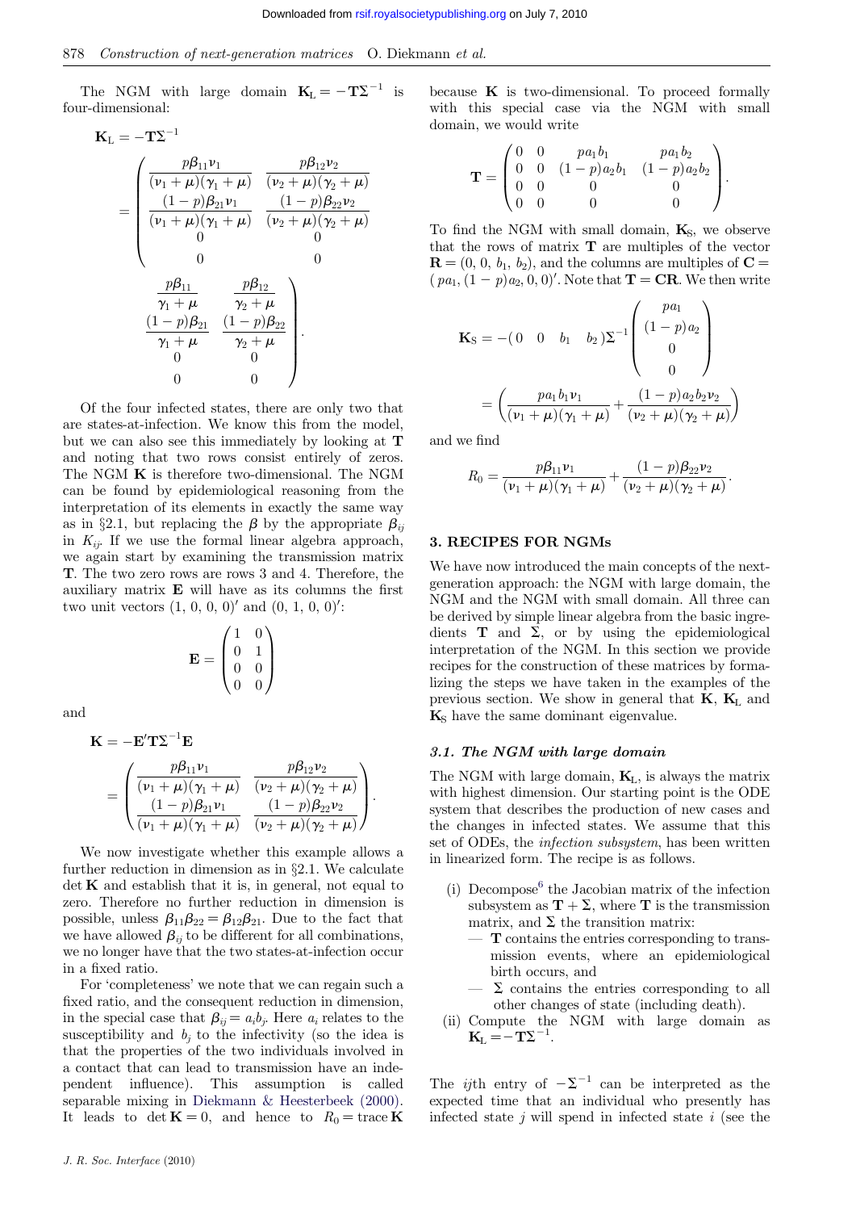The NGM with large domain $\mathbf{K}_L = -\mathbf{T}\boldsymbol{\Sigma}^{-1}$ is four-dimensional:

$$\mathbf{K}_L = -\mathbf{T}\boldsymbol{\Sigma}^{-1} = \begin{pmatrix} \frac{p\beta_{11}\nu_1}{(\nu_1+\mu)(\gamma_1+\mu)} & \frac{p\beta_{12}\nu_2}{(\nu_2+\mu)(\gamma_2+\mu)} & \frac{p\beta_{11}}{\gamma_1+\mu} & \frac{p\beta_{12}}{\gamma_2+\mu} \\ \frac{(1-p)\beta_{21}\nu_1}{(\nu_1+\mu)(\gamma_1+\mu)} & \frac{(1-p)\beta_{22}\nu_2}{(\nu_2+\mu)(\gamma_2+\mu)} & \frac{(1-p)\beta_{21}}{\gamma_1+\mu} & \frac{(1-p)\beta_{22}}{\gamma_2+\mu} \\ 0 & 0 & 0 & 0 \\ 0 & 0 & 0 & 0 \end{pmatrix}.$$

Of the four infected states, there are only two that are states-at-infection. We know this from the model, but we can also see this immediately by looking at $\mathbf{T}$ and noting that two rows consist entirely of zeros. The NGM $\mathbf{K}$ is therefore two-dimensional. The NGM can be found by epidemiological reasoning from the interpretation of its elements in exactly the same way as in §2.1, but replacing the $\beta$ by the appropriate $\beta_{ij}$ in $K_{ij}$. If we use the formal linear algebra approach, we again start by examining the transmission matrix $\mathbf{T}$. The two zero rows are rows 3 and 4. Therefore, the auxiliary matrix $\mathbf{E}$ will have as its columns the first two unit vectors $(1, 0, 0, 0)'$ and $(0, 1, 0, 0)'$:

$$\mathbf{E} = \begin{pmatrix} 1 & 0 \\ 0 & 1 \\ 0 & 0 \\ 0 & 0 \end{pmatrix}$$

and

$$\mathbf{K} = -\mathbf{E}'\mathbf{T}\boldsymbol{\Sigma}^{-1}\mathbf{E} = \begin{pmatrix} \frac{p\beta_{11}\nu_1}{(\nu_1+\mu)(\gamma_1+\mu)} & \frac{p\beta_{12}\nu_2}{(\nu_2+\mu)(\gamma_2+\mu)} \\ \frac{(1-p)\beta_{21}\nu_1}{(\nu_1+\mu)(\gamma_1+\mu)} & \frac{(1-p)\beta_{22}\nu_2}{(\nu_2+\mu)(\gamma_2+\mu)} \end{pmatrix}.$$

We now investigate whether this example allows a further reduction in dimension as in §2.1. We calculate $\det \mathbf{K}$ and establish that it is, in general, not equal to zero. Therefore no further reduction in dimension is possible, unless $\beta_{11}\beta_{22} = \beta_{12}\beta_{21}$. Due to the fact that we have allowed $\beta_{ij}$ to be different for all combinations, we no longer have that the two states-at-infection occur in a fixed ratio.

For 'completeness' we note that we can regain such a fixed ratio, and the consequent reduction in dimension, in the special case that $\beta_{ij} = a_i b_j$. Here $a_i$ relates to the susceptibility and $b_j$ to the infectivity (so the idea is that the properties of the two individuals involved in a contact that can lead to transmission have an independent influence). This assumption is called separable mixing in Diekmann & Heesterbeek (2000). It leads to $\det \mathbf{K} = 0$, and hence to $R_0 = \operatorname{trace} \mathbf{K}$ because $\mathbf{K}$ is two-dimensional. To proceed formally with this special case via the NGM with small domain, we would write

$$\mathbf{T} = \begin{pmatrix} 0 & 0 & pa_1b_1 & pa_1b_2 \\ 0 & 0 & (1-p)a_2b_1 & (1-p)a_2b_2 \\ 0 & 0 & 0 & 0 \\ 0 & 0 & 0 & 0 \end{pmatrix}.$$

To find the NGM with small domain, $\mathbf{K}_S$, we observe that the rows of matrix $\mathbf{T}$ are multiples of the vector $\mathbf{R} = (0, 0, b_1, b_2)$, and the columns are multiples of $\mathbf{C} = (pa_1, (1-p)a_2, 0, 0)'$. Note that $\mathbf{T} = \mathbf{CR}$. We then write

$$\mathbf{K}_S = -(0 \quad 0 \quad b_1 \quad b_2)\boldsymbol{\Sigma}^{-1}\begin{pmatrix} pa_1 \\ (1-p)a_2 \\ 0 \\ 0 \end{pmatrix} = \left( \frac{pa_1b_1\nu_1}{(\nu_1+\mu)(\gamma_1+\mu)} + \frac{(1-p)a_2b_2\nu_2}{(\nu_2+\mu)(\gamma_2+\mu)} \right)$$

and we find

$$R_0 = \frac{p\beta_{11}\nu_1}{(\nu_1+\mu)(\gamma_1+\mu)} + \frac{(1-p)\beta_{22}\nu_2}{(\nu_2+\mu)(\gamma_2+\mu)}.$$

## 3. RECIPES FOR NGMs

We have now introduced the main concepts of the next-generation approach: the NGM with large domain, the NGM and the NGM with small domain. All three can be derived by simple linear algebra from the basic ingredients $\mathbf{T}$ and $\boldsymbol{\Sigma}$, or by using the epidemiological interpretation of the NGM. In this section we provide recipes for the construction of these matrices by formalizing the steps we have taken in the examples of the previous section. We show in general that $\mathbf{K}$, $\mathbf{K}_L$ and $\mathbf{K}_S$ have the same dominant eigenvalue.

### 3.1. The NGM with large domain

The NGM with large domain, $\mathbf{K}_L$, is always the matrix with highest dimension. Our starting point is the ODE system that describes the production of new cases and the changes in infected states. We assume that this set of ODEs, the *infection subsystem*, has been written in linearized form. The recipe is as follows.

(i) Decompose[6] the Jacobian matrix of the infection subsystem as $\mathbf{T} + \boldsymbol{\Sigma}$, where $\mathbf{T}$ is the transmission matrix, and $\boldsymbol{\Sigma}$ the transition matrix:
  - $\mathbf{T}$ contains the entries corresponding to transmission events, where an epidemiological birth occurs, and
  - $\boldsymbol{\Sigma}$ contains the entries corresponding to all other changes of state (including death).

(ii) Compute the NGM with large domain as $\mathbf{K}_L = -\mathbf{T}\boldsymbol{\Sigma}^{-1}$.

The $ij$th entry of $-\boldsymbol{\Sigma}^{-1}$ can be interpreted as the expected time that an individual who presently has infected state $j$ will spend in infected state $i$ (see the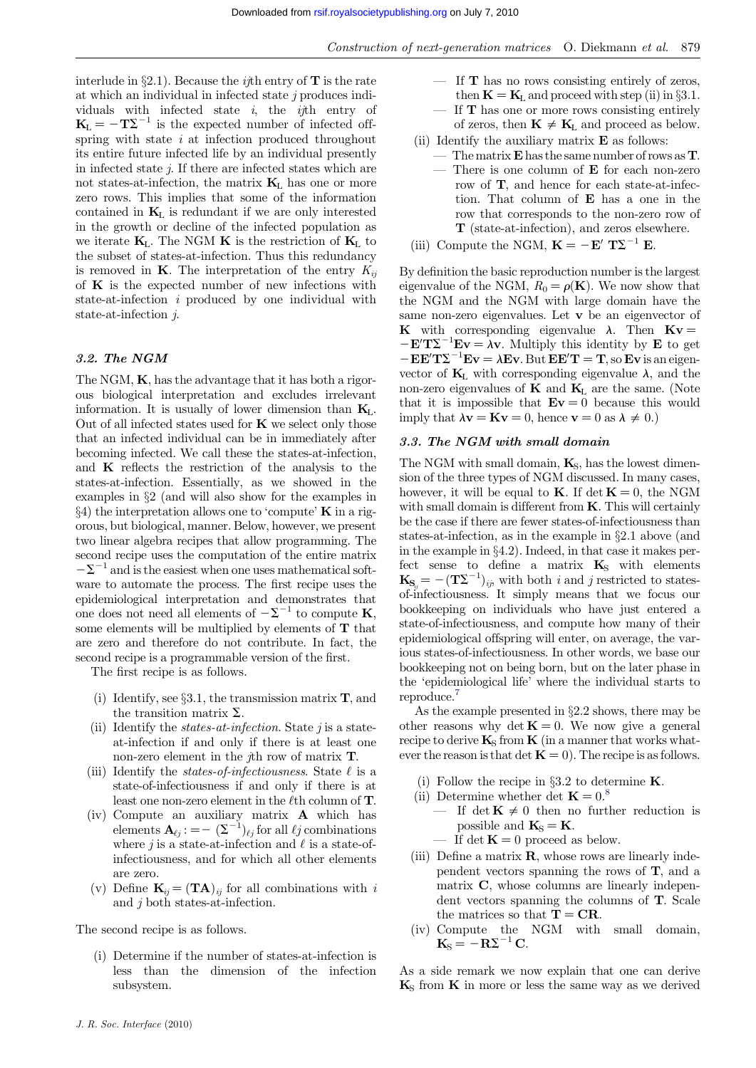interlude in §2.1). Because the $ij$th entry of $\mathbf{T}$ is the rate at which an individual in infected state $j$ produces individuals with infected state $i$, the $ij$th entry of $\mathbf{K}_L = -\mathbf{T}\mathbf{\Sigma}^{-1}$ is the expected number of infected offspring with state $i$ at infection produced throughout its entire future infected life by an individual presently in infected state $j$. If there are infected states which are not states-at-infection, the matrix $\mathbf{K}_L$ has one or more zero rows. This implies that some of the information contained in $\mathbf{K}_L$ is redundant if we are only interested in the growth or decline of the infected population as we iterate $\mathbf{K}_L$. The NGM $\mathbf{K}$ is the restriction of $\mathbf{K}_L$ to the subset of states-at-infection. Thus this redundancy is removed in $\mathbf{K}$. The interpretation of the entry $K_{ij}$ of $\mathbf{K}$ is the expected number of new infections with state-at-infection $i$ produced by one individual with state-at-infection $j$.

### 3.2. The NGM

The NGM, $\mathbf{K}$, has the advantage that it has both a rigorous biological interpretation and excludes irrelevant information. It is usually of lower dimension than $\mathbf{K}_L$. Out of all infected states used for $\mathbf{K}$ we select only those that an infected individual can be in immediately after becoming infected. We call these the states-at-infection, and $\mathbf{K}$ reflects the restriction of the analysis to the states-at-infection. Essentially, as we showed in the examples in §2 (and will also show for the examples in §4) the interpretation allows one to 'compute' $\mathbf{K}$ in a rigorous, but biological, manner. Below, however, we present two linear algebra recipes that allow programming. The second recipe uses the computation of the entire matrix $-\mathbf{\Sigma}^{-1}$ and is the easiest when one uses mathematical software to automate the process. The first recipe uses the epidemiological interpretation and demonstrates that one does not need all elements of $-\mathbf{\Sigma}^{-1}$ to compute $\mathbf{K}$, some elements will be multiplied by elements of $\mathbf{T}$ that are zero and therefore do not contribute. In fact, the second recipe is a programmable version of the first.

The first recipe is as follows.

- (i) Identify, see §3.1, the transmission matrix $\mathbf{T}$, and the transition matrix $\mathbf{\Sigma}$.
- (ii) Identify the *states-at-infection*. State $j$ is a state-at-infection if and only if there is at least one non-zero element in the $j$th row of matrix $\mathbf{T}$.
- (iii) Identify the *states-of-infectiousness*. State $\ell$ is a state-of-infectiousness if and only if there is at least one non-zero element in the $\ell$th column of $\mathbf{T}$.
- (iv) Compute an auxiliary matrix $\mathbf{A}$ which has elements $\mathbf{A}_{\ell j} := -(\mathbf{\Sigma}^{-1})_{\ell j}$ for all $\ell j$ combinations where $j$ is a state-at-infection and $\ell$ is a state-of-infectiousness, and for which all other elements are zero.
- (v) Define $\mathbf{K}_{ij} = (\mathbf{TA})_{ij}$ for all combinations with $i$ and $j$ both states-at-infection.

The second recipe is as follows.

- (i) Determine if the number of states-at-infection is less than the dimension of the infection subsystem.
  - If $\mathbf{T}$ has no rows consisting entirely of zeros, then $\mathbf{K} = \mathbf{K}_L$ and proceed with step (ii) in §3.1.
  - If $\mathbf{T}$ has one or more rows consisting entirely of zeros, then $\mathbf{K} \neq \mathbf{K}_L$ and proceed as below.
- (ii) Identify the auxiliary matrix $\mathbf{E}$ as follows:
  - The matrix $\mathbf{E}$ has the same number of rows as $\mathbf{T}$.
  - There is one column of $\mathbf{E}$ for each non-zero row of $\mathbf{T}$, and hence for each state-at-infection. That column of $\mathbf{E}$ has a one in the row that corresponds to the non-zero row of $\mathbf{T}$ (state-at-infection), and zeros elsewhere.
- (iii) Compute the NGM, $\mathbf{K} = -\mathbf{E}'\,\mathbf{T}\mathbf{\Sigma}^{-1}\,\mathbf{E}$.

By definition the basic reproduction number is the largest eigenvalue of the NGM, $R_0 = \rho(\mathbf{K})$. We now show that the NGM and the NGM with large domain have the same non-zero eigenvalues. Let $\mathbf{v}$ be an eigenvector of $\mathbf{K}$ with corresponding eigenvalue $\lambda$. Then $\mathbf{Kv} = -\mathbf{E}'\mathbf{T}\mathbf{\Sigma}^{-1}\mathbf{E}\mathbf{v} = \lambda\mathbf{v}$. Multiply this identity by $\mathbf{E}$ to get $-\mathbf{E}\mathbf{E}'\mathbf{T}\mathbf{\Sigma}^{-1}\mathbf{E}\mathbf{v} = \lambda\mathbf{E}\mathbf{v}$. But $\mathbf{E}\mathbf{E}'\mathbf{T} = \mathbf{T}$, so $\mathbf{Ev}$ is an eigenvector of $\mathbf{K}_L$ with corresponding eigenvalue $\lambda$, and the non-zero eigenvalues of $\mathbf{K}$ and $\mathbf{K}_L$ are the same. (Note that it is impossible that $\mathbf{Ev} = 0$ because this would imply that $\lambda\mathbf{v} = \mathbf{Kv} = 0$, hence $\mathbf{v} = 0$ as $\lambda \neq 0$.)

### 3.3. The NGM with small domain

The NGM with small domain, $\mathbf{K}_S$, has the lowest dimension of the three types of NGM discussed. In many cases, however, it will be equal to $\mathbf{K}$. If $\det \mathbf{K} = 0$, the NGM with small domain is different from $\mathbf{K}$. This will certainly be the case if there are fewer states-of-infectiousness than states-at-infection, as in the example in §2.1 above (and in the example in §4.2). Indeed, in that case it makes perfect sense to define a matrix $\mathbf{K}_S$ with elements $\mathbf{K}_{S_{ij}} = -(\mathbf{T}\mathbf{\Sigma}^{-1})_{ij}$, with both $i$ and $j$ restricted to states-of-infectiousness. It simply means that we focus our bookkeeping on individuals who have just entered a state-of-infectiousness, and compute how many of their epidemiological offspring will enter, on average, the various states-of-infectiousness. In other words, we base our bookkeeping not on being born, but on the later phase in the 'epidemiological life' where the individual starts to reproduce.[7]

As the example presented in §2.2 shows, there may be other reasons why $\det \mathbf{K} = 0$. We now give a general recipe to derive $\mathbf{K}_S$ from $\mathbf{K}$ (in a manner that works whatever the reason is that $\det \mathbf{K} = 0$). The recipe is as follows.

- (i) Follow the recipe in §3.2 to determine $\mathbf{K}$.
- (ii) Determine whether $\det \mathbf{K} = 0$.[8]
  - If $\det \mathbf{K} \neq 0$ then no further reduction is possible and $\mathbf{K}_S = \mathbf{K}$.
  - If $\det \mathbf{K} = 0$ proceed as below.
- (iii) Define a matrix $\mathbf{R}$, whose rows are linearly independent vectors spanning the rows of $\mathbf{T}$, and a matrix $\mathbf{C}$, whose columns are linearly independent vectors spanning the columns of $\mathbf{T}$. Scale the matrices so that $\mathbf{T} = \mathbf{CR}$.
- (iv) Compute the NGM with small domain, $\mathbf{K}_S = -\mathbf{R}\mathbf{\Sigma}^{-1}\mathbf{C}$.

As a side remark we now explain that one can derive $\mathbf{K}_S$ from $\mathbf{K}$ in more or less the same way as we derived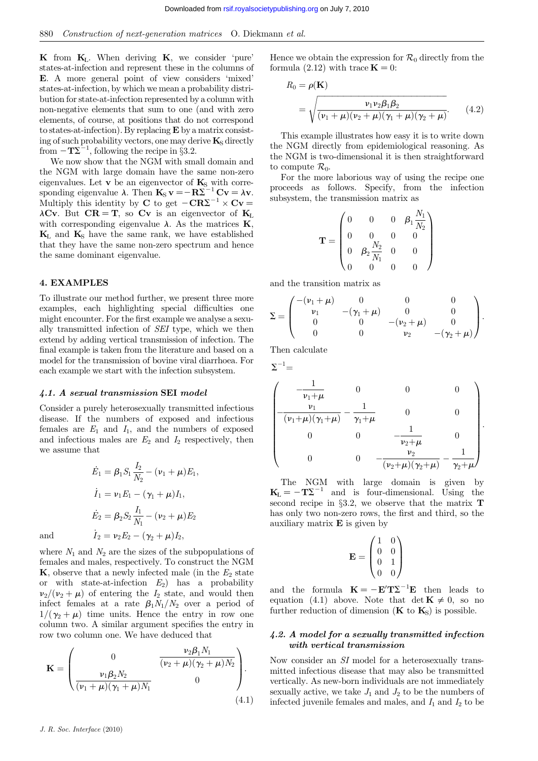$\mathbf{K}$ from $\mathbf{K}_\mathrm{L}$. When deriving $\mathbf{K}$, we consider 'pure' states-at-infection and represent these in the columns of $\mathbf{E}$. A more general point of view considers 'mixed' states-at-infection, by which we mean a probability distribution for state-at-infection represented by a column with non-negative elements that sum to one (and with zero elements, of course, at positions that do not correspond to states-at-infection). By replacing $\mathbf{E}$ by a matrix consisting of such probability vectors, one may derive $\mathbf{K}_\mathrm{S}$ directly from $-\mathbf{T}\Sigma^{-1}$, following the recipe in §3.2.

We now show that the NGM with small domain and the NGM with large domain have the same non-zero eigenvalues. Let $\mathbf{v}$ be an eigenvector of $\mathbf{K}_\mathrm{S}$ with corresponding eigenvalue $\lambda$. Then $\mathbf{K}_\mathrm{S}\,\mathbf{v} = -\mathbf{R}\Sigma^{-1}\mathbf{C}\mathbf{v} = \lambda\mathbf{v}$. Multiply this identity by $\mathbf{C}$ to get $-\mathbf{C}\mathbf{R}\Sigma^{-1} \times \mathbf{C}\mathbf{v} = \lambda\mathbf{C}\mathbf{v}$. But $\mathbf{C}\mathbf{R} = \mathbf{T}$, so $\mathbf{C}\mathbf{v}$ is an eigenvector of $\mathbf{K}_\mathrm{L}$ with corresponding eigenvalue $\lambda$. As the matrices $\mathbf{K}$, $\mathbf{K}_\mathrm{L}$ and $\mathbf{K}_\mathrm{S}$ have the same rank, we have established that they have the same non-zero spectrum and hence the same dominant eigenvalue.

## 4. EXAMPLES

To illustrate our method further, we present three more examples, each highlighting special difficulties one might encounter. For the first example we analyse a sexually transmitted infection of *SEI* type, which we then extend by adding vertical transmission of infection. The final example is taken from the literature and based on a model for the transmission of bovine viral diarrhoea. For each example we start with the infection subsystem.

### 4.1. A sexual transmission SEI model

Consider a purely heterosexually transmitted infectious disease. If the numbers of exposed and infectious females are $E_1$ and $I_1$, and the numbers of exposed and infectious males are $E_2$ and $I_2$ respectively, then we assume that

$$\dot{E}_1 = \beta_1 S_1 \frac{I_2}{N_2} - (\nu_1 + \mu)E_1,$$

$$\dot{I}_1 = \nu_1 E_1 - (\gamma_1 + \mu)I_1,$$

$$\dot{E}_2 = \beta_2 S_2 \frac{I_1}{N_1} - (\nu_2 + \mu)E_2$$

and $$\dot{I}_2 = \nu_2 E_2 - (\gamma_2 + \mu)I_2,$$

where $N_1$ and $N_2$ are the sizes of the subpopulations of females and males, respectively. To construct the NGM $\mathbf{K}$, observe that a newly infected male (in the $E_2$ state or with state-at-infection $E_2$) has a probability $\nu_2/(\nu_2 + \mu)$ of entering the $I_2$ state, and would then infect females at a rate $\beta_1 N_1/N_2$ over a period of $1/(\gamma_2 + \mu)$ time units. Hence the entry in row one column two. A similar argument specifies the entry in row two column one. We have deduced that

$$\mathbf{K} = \begin{pmatrix} 0 & \dfrac{\nu_2\beta_1 N_1}{(\nu_2+\mu)(\gamma_2+\mu)N_2} \\ \dfrac{\nu_1\beta_2 N_2}{(\nu_1+\mu)(\gamma_1+\mu)N_1} & 0 \end{pmatrix}. \tag{4.1}$$

Hence we obtain the expression for $\mathcal{R}_0$ directly from the formula (2.12) with trace $\mathbf{K} = 0$:

$$R_0 = \rho(\mathbf{K}) = \sqrt{\frac{\nu_1\nu_2\beta_1\beta_2}{(\nu_1+\mu)(\nu_2+\mu)(\gamma_1+\mu)(\gamma_2+\mu)}}. \tag{4.2}$$

This example illustrates how easy it is to write down the NGM directly from epidemiological reasoning. As the NGM is two-dimensional it is then straightforward to compute $\mathcal{R}_0$.

For the more laborious way of using the recipe one proceeds as follows. Specify, from the infection subsystem, the transmission matrix as

$$\mathbf{T} = \begin{pmatrix} 0 & 0 & 0 & \beta_1\dfrac{N_1}{N_2} \\ 0 & 0 & 0 & 0 \\ 0 & \beta_2\dfrac{N_2}{N_1} & 0 & 0 \\ 0 & 0 & 0 & 0 \end{pmatrix}$$

and the transition matrix as

$$\Sigma = \begin{pmatrix} -(\nu_1+\mu) & 0 & 0 & 0 \\ \nu_1 & -(\gamma_1+\mu) & 0 & 0 \\ 0 & 0 & -(\nu_2+\mu) & 0 \\ 0 & 0 & \nu_2 & -(\gamma_2+\mu) \end{pmatrix}.$$

Then calculate

$$\Sigma^{-1} = \begin{pmatrix} -\dfrac{1}{\nu_1+\mu} & 0 & 0 & 0 \\ -\dfrac{\nu_1}{(\nu_1+\mu)(\gamma_1+\mu)} & -\dfrac{1}{\gamma_1+\mu} & 0 & 0 \\ 0 & 0 & -\dfrac{1}{\nu_2+\mu} & 0 \\ 0 & 0 & -\dfrac{\nu_2}{(\nu_2+\mu)(\gamma_2+\mu)} & -\dfrac{1}{\gamma_2+\mu} \end{pmatrix}.$$

The NGM with large domain is given by $\mathbf{K}_\mathrm{L} = -\mathbf{T}\Sigma^{-1}$ and is four-dimensional. Using the second recipe in §3.2, we observe that the matrix $\mathbf{T}$ has only two non-zero rows, the first and third, so the auxiliary matrix $\mathbf{E}$ is given by

$$\mathbf{E} = \begin{pmatrix} 1 & 0 \\ 0 & 0 \\ 0 & 1 \\ 0 & 0 \end{pmatrix}$$

and the formula $\mathbf{K} = -\mathbf{E}'\mathbf{T}\Sigma^{-1}\mathbf{E}$ then leads to equation (4.1) above. Note that $\det\mathbf{K} \neq 0$, so no further reduction of dimension ($\mathbf{K}$ to $\mathbf{K}_\mathrm{S}$) is possible.

### 4.2. A model for a sexually transmitted infection with vertical transmission

Now consider an *SI* model for a heterosexually transmitted infectious disease that may also be transmitted vertically. As new-born individuals are not immediately sexually active, we take $J_1$ and $J_2$ to be the numbers of infected juvenile females and males, and $I_1$ and $I_2$ to be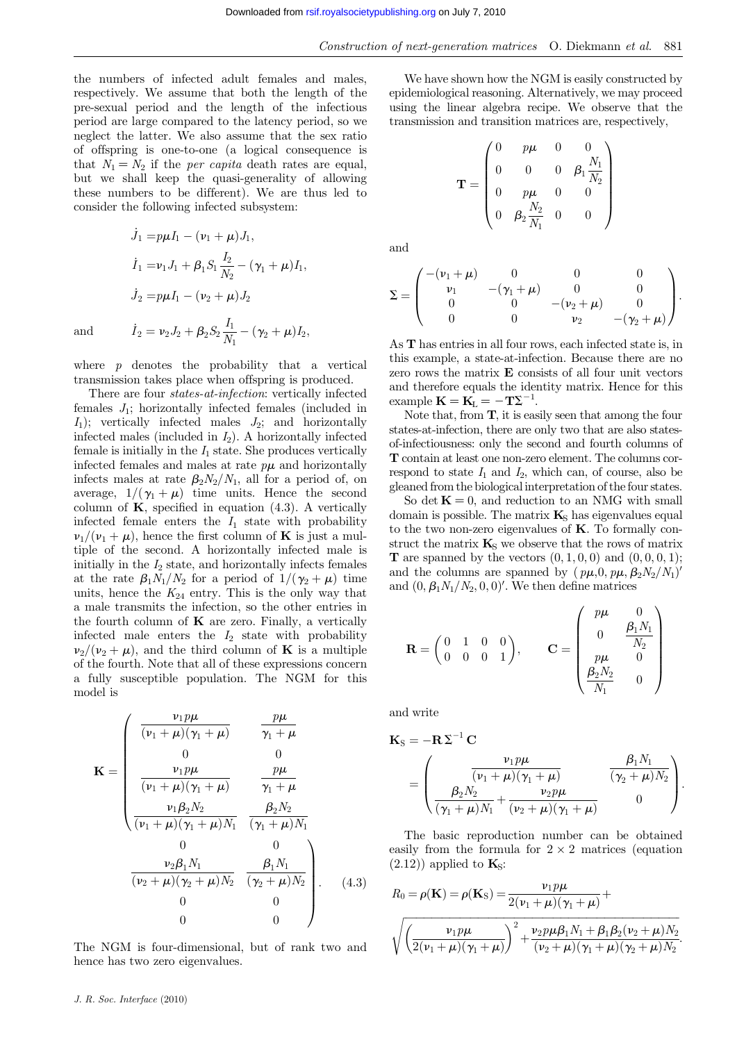the numbers of infected adult females and males, respectively. We assume that both the length of the pre-sexual period and the length of the infectious period are large compared to the latency period, so we neglect the latter. We also assume that the sex ratio of offspring is one-to-one (a logical consequence is that $N_1 = N_2$ if the *per capita* death rates are equal, but we shall keep the quasi-generality of allowing these numbers to be different). We are thus led to consider the following infected subsystem:

$$
\begin{aligned}
\dot{J}_1 &= p\mu I_1 - (\nu_1 + \mu) J_1,\\
\dot{I}_1 &= \nu_1 J_1 + \beta_1 S_1 \frac{I_2}{N_2} - (\gamma_1 + \mu) I_1,\\
\dot{J}_2 &= p\mu I_1 - (\nu_2 + \mu) J_2\\
\text{and}\qquad \dot{I}_2 &= \nu_2 J_2 + \beta_2 S_2 \frac{I_1}{N_1} - (\gamma_2 + \mu) I_2,
\end{aligned}
$$

where $p$ denotes the probability that a vertical transmission takes place when offspring is produced.

There are four *states-at-infection*: vertically infected females $J_1$; horizontally infected females (included in $I_1$); vertically infected males $J_2$; and horizontally infected males (included in $I_2$). A horizontally infected female is initially in the $I_1$ state. She produces vertically infected females and males at rate $p\mu$ and horizontally infects males at rate $\beta_2 N_2/N_1$, all for a period of, on average, $1/(\gamma_1 + \mu)$ time units. Hence the second column of $\mathbf{K}$, specified in equation (4.3). A vertically infected female enters the $I_1$ state with probability $\nu_1/(\nu_1 + \mu)$, hence the first column of $\mathbf{K}$ is just a multiple of the second. A horizontally infected male is initially in the $I_2$ state, and horizontally infects females at the rate $\beta_1 N_1/N_2$ for a period of $1/(\gamma_2 + \mu)$ time units, hence the $K_{24}$ entry. This is the only way that a male transmits the infection, so the other entries in the fourth column of $\mathbf{K}$ are zero. Finally, a vertically infected male enters the $I_2$ state with probability $\nu_2/(\nu_2 + \mu)$, and the third column of $\mathbf{K}$ is a multiple of the fourth. Note that all of these expressions concern a fully susceptible population. The NGM for this model is

$$
\mathbf{K} = \begin{pmatrix}
\dfrac{\nu_1 p\mu}{(\nu_1+\mu)(\gamma_1+\mu)} & \dfrac{p\mu}{\gamma_1+\mu} & 0 & 0\\
0 & 0 & \dfrac{\nu_2 \beta_1 N_1}{(\nu_2+\mu)(\gamma_2+\mu)N_2} & \dfrac{\beta_1 N_1}{(\gamma_2+\mu)N_2}\\
\dfrac{\nu_1 p\mu}{(\nu_1+\mu)(\gamma_1+\mu)} & \dfrac{p\mu}{\gamma_1+\mu} & 0 & 0\\
\dfrac{\nu_1 \beta_2 N_2}{(\nu_1+\mu)(\gamma_1+\mu)N_1} & \dfrac{\beta_2 N_2}{(\gamma_1+\mu)N_1} & 0 & 0
\end{pmatrix}. \qquad (4.3)
$$

The NGM is four-dimensional, but of rank two and hence has two zero eigenvalues.

We have shown how the NGM is easily constructed by epidemiological reasoning. Alternatively, we may proceed using the linear algebra recipe. We observe that the transmission and transition matrices are, respectively,

$$
\mathbf{T} = \begin{pmatrix}
0 & p\mu & 0 & 0\\
0 & 0 & 0 & \beta_1 \dfrac{N_1}{N_2}\\
0 & p\mu & 0 & 0\\
0 & \beta_2 \dfrac{N_2}{N_1} & 0 & 0
\end{pmatrix}
$$

and

$$
\boldsymbol{\Sigma} = \begin{pmatrix}
-(\nu_1+\mu) & 0 & 0 & 0\\
\nu_1 & -(\gamma_1+\mu) & 0 & 0\\
0 & 0 & -(\nu_2+\mu) & 0\\
0 & 0 & \nu_2 & -(\gamma_2+\mu)
\end{pmatrix}.
$$

As $\mathbf{T}$ has entries in all four rows, each infected state is, in this example, a state-at-infection. Because there are no zero rows the matrix $\mathbf{E}$ consists of all four unit vectors and therefore equals the identity matrix. Hence for this example $\mathbf{K} = \mathbf{K}_L = -\mathbf{T}\boldsymbol{\Sigma}^{-1}$.

Note that, from $\mathbf{T}$, it is easily seen that among the four states-at-infection, there are only two that are also states-of-infectiousness: only the second and fourth columns of $\mathbf{T}$ contain at least one non-zero element. The columns correspond to state $I_1$ and $I_2$, which can, of course, also be gleaned from the biological interpretation of the four states.

So $\det \mathbf{K} = 0$, and reduction to an NMG with small domain is possible. The matrix $\mathbf{K}_S$ has eigenvalues equal to the two non-zero eigenvalues of $\mathbf{K}$. To formally construct the matrix $\mathbf{K}_S$ we observe that the rows of matrix $\mathbf{T}$ are spanned by the vectors $(0, 1, 0, 0)$ and $(0, 0, 0, 1)$; and the columns are spanned by $(p\mu, 0, p\mu, \beta_2 N_2/N_1)'$ and $(0, \beta_1 N_1/N_2, 0, 0)'$. We then define matrices

$$
\mathbf{R} = \begin{pmatrix} 0 & 1 & 0 & 0\\ 0 & 0 & 0 & 1 \end{pmatrix}, \qquad
\mathbf{C} = \begin{pmatrix} p\mu & 0\\ 0 & \dfrac{\beta_1 N_1}{N_2}\\ p\mu & 0\\ \dfrac{\beta_2 N_2}{N_1} & 0 \end{pmatrix}
$$

and write

$$
\mathbf{K}_S = -\mathbf{R}\,\boldsymbol{\Sigma}^{-1}\,\mathbf{C}
= \begin{pmatrix}
\dfrac{\nu_1 p\mu}{(\nu_1+\mu)(\gamma_1+\mu)} & \dfrac{\beta_1 N_1}{(\gamma_2+\mu)N_2}\\
\dfrac{\beta_2 N_2}{(\gamma_1+\mu)N_1} + \dfrac{\nu_2 p\mu}{(\nu_2+\mu)(\gamma_1+\mu)} & 0
\end{pmatrix}.
$$

The basic reproduction number can be obtained easily from the formula for $2 \times 2$ matrices (equation (2.12)) applied to $\mathbf{K}_S$:

$$
R_0 = \rho(\mathbf{K}) = \rho(\mathbf{K}_S) = \frac{\nu_1 p\mu}{2(\nu_1+\mu)(\gamma_1+\mu)} + \sqrt{\left(\frac{\nu_1 p\mu}{2(\nu_1+\mu)(\gamma_1+\mu)}\right)^2 + \frac{\nu_2 p\mu\beta_1 N_1 + \beta_1\beta_2(\nu_2+\mu)N_2}{(\nu_2+\mu)(\gamma_1+\mu)(\gamma_2+\mu)N_2}}.
$$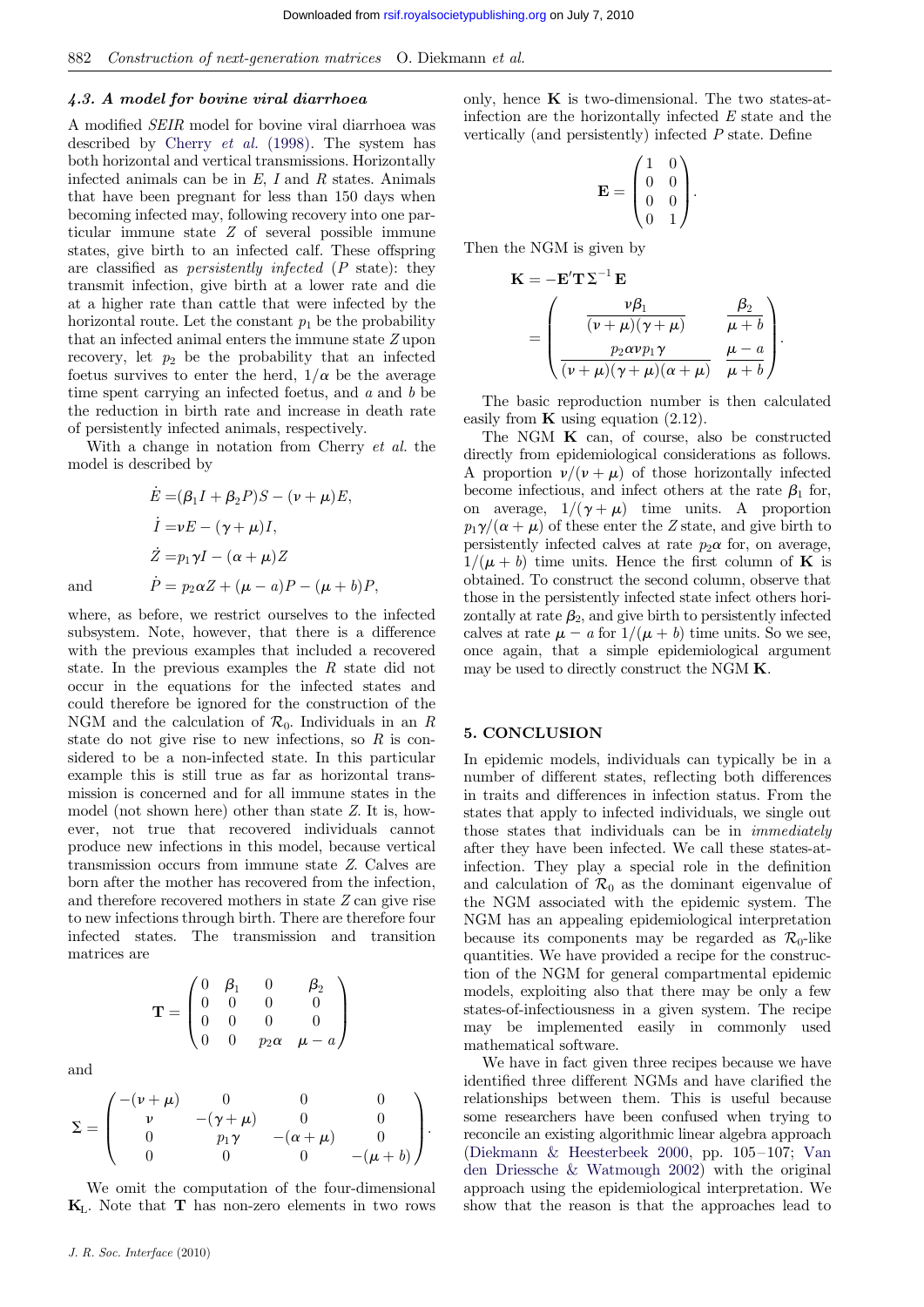### 4.3. A model for bovine viral diarrhoea

A modified *SEIR* model for bovine viral diarrhoea was described by Cherry *et al.* (1998). The system has both horizontal and vertical transmissions. Horizontally infected animals can be in $E$, $I$ and $R$ states. Animals that have been pregnant for less than 150 days when becoming infected may, following recovery into one particular immune state $Z$ of several possible immune states, give birth to an infected calf. These offspring are classified as *persistently infected* ($P$ state): they transmit infection, give birth at a lower rate and die at a higher rate than cattle that were infected by the horizontal route. Let the constant $p_1$ be the probability that an infected animal enters the immune state $Z$ upon recovery, let $p_2$ be the probability that an infected foetus survives to enter the herd, $1/\alpha$ be the average time spent carrying an infected foetus, and $a$ and $b$ be the reduction in birth rate and increase in death rate of persistently infected animals, respectively.

With a change in notation from Cherry *et al.* the model is described by

$$
\begin{aligned}
\dot{E} &= (\beta_1 I + \beta_2 P)S - (\nu + \mu)E,\\
\dot{I} &= \nu E - (\gamma + \mu)I,\\
\dot{Z} &= p_1 \gamma I - (\alpha + \mu)Z\\
\text{and} \qquad \dot{P} &= p_2 \alpha Z + (\mu - a)P - (\mu + b)P,
\end{aligned}
$$

where, as before, we restrict ourselves to the infected subsystem. Note, however, that there is a difference with the previous examples that included a recovered state. In the previous examples the $R$ state did not occur in the equations for the infected states and could therefore be ignored for the construction of the NGM and the calculation of $\mathcal{R}_0$. Individuals in an $R$ state do not give rise to new infections, so $R$ is considered to be a non-infected state. In this particular example this is still true as far as horizontal transmission is concerned and for all immune states in the model (not shown here) other than state $Z$. It is, however, not true that recovered individuals cannot produce new infections in this model, because vertical transmission occurs from immune state $Z$. Calves are born after the mother has recovered from the infection, and therefore recovered mothers in state $Z$ can give rise to new infections through birth. There are therefore four infected states. The transmission and transition matrices are

$$
\mathbf{T} = \begin{pmatrix} 0 & \beta_1 & 0 & \beta_2 \\ 0 & 0 & 0 & 0 \\ 0 & 0 & 0 & 0 \\ 0 & 0 & p_2\alpha & \mu - a \end{pmatrix}
$$

and

$$
\boldsymbol{\Sigma} = \begin{pmatrix} -(\nu+\mu) & 0 & 0 & 0 \\ \nu & -(\gamma+\mu) & 0 & 0 \\ 0 & p_1\gamma & -(\alpha+\mu) & 0 \\ 0 & 0 & 0 & -(\mu+b) \end{pmatrix}.
$$

We omit the computation of the four-dimensional $\mathbf{K}_\mathrm{L}$. Note that $\mathbf{T}$ has non-zero elements in two rows only, hence $\mathbf{K}$ is two-dimensional. The two states-at-infection are the horizontally infected $E$ state and the vertically (and persistently) infected $P$ state. Define

$$
\mathbf{E} = \begin{pmatrix} 1 & 0 \\ 0 & 0 \\ 0 & 0 \\ 0 & 1 \end{pmatrix}.
$$

Then the NGM is given by

$$
\mathbf{K} = -\mathbf{E}'\mathbf{T}\boldsymbol{\Sigma}^{-1}\mathbf{E}
= \begin{pmatrix} \dfrac{\nu\beta_1}{(\nu+\mu)(\gamma+\mu)} & \dfrac{\beta_2}{\mu+b} \\[2ex] \dfrac{p_2\alpha\nu p_1\gamma}{(\nu+\mu)(\gamma+\mu)(\alpha+\mu)} & \dfrac{\mu-a}{\mu+b} \end{pmatrix}.
$$

The basic reproduction number is then calculated easily from $\mathbf{K}$ using equation (2.12).

The NGM $\mathbf{K}$ can, of course, also be constructed directly from epidemiological considerations as follows. A proportion $\nu/(\nu+\mu)$ of those horizontally infected become infectious, and infect others at the rate $\beta_1$ for, on average, $1/(\gamma+\mu)$ time units. A proportion $p_1\gamma/(\alpha+\mu)$ of these enter the $Z$ state, and give birth to persistently infected calves at rate $p_2\alpha$ for, on average, $1/(\mu+b)$ time units. Hence the first column of $\mathbf{K}$ is obtained. To construct the second column, observe that those in the persistently infected state infect others horizontally at rate $\beta_2$, and give birth to persistently infected calves at rate $\mu - a$ for $1/(\mu+b)$ time units. So we see, once again, that a simple epidemiological argument may be used to directly construct the NGM $\mathbf{K}$.

## 5. CONCLUSION

In epidemic models, individuals can typically be in a number of different states, reflecting both differences in traits and differences in infection status. From the states that apply to infected individuals, we single out those states that individuals can be in *immediately* after they have been infected. We call these states-at-infection. They play a special role in the definition and calculation of $\mathcal{R}_0$ as the dominant eigenvalue of the NGM associated with the epidemic system. The NGM has an appealing epidemiological interpretation because its components may be regarded as $\mathcal{R}_0$-like quantities. We have provided a recipe for the construction of the NGM for general compartmental epidemic models, exploiting also that there may be only a few states-of-infectiousness in a given system. The recipe may be implemented easily in commonly used mathematical software.

We have in fact given three recipes because we have identified three different NGMs and have clarified the relationships between them. This is useful because some researchers have been confused when trying to reconcile an existing algorithmic linear algebra approach (Diekmann & Heesterbeek 2000, pp. 105–107; Van den Driessche & Watmough 2002) with the original approach using the epidemiological interpretation. We show that the reason is that the approaches lead to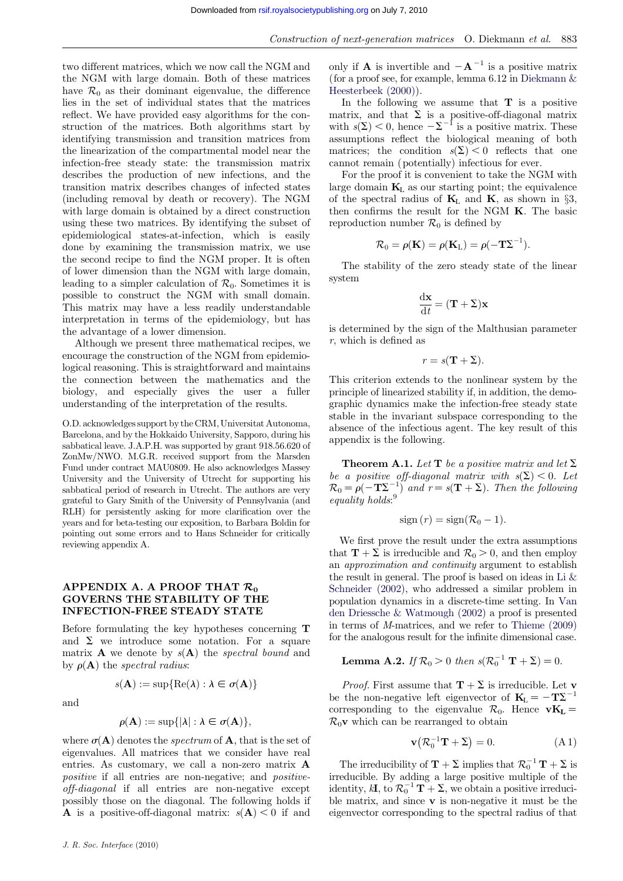two different matrices, which we now call the NGM and the NGM with large domain. Both of these matrices have $\mathcal{R}_0$ as their dominant eigenvalue, the difference lies in the set of individual states that the matrices reflect. We have provided easy algorithms for the construction of the matrices. Both algorithms start by identifying transmission and transition matrices from the linearization of the compartmental model near the infection-free steady state: the transmission matrix describes the production of new infections, and the transition matrix describes changes of infected states (including removal by death or recovery). The NGM with large domain is obtained by a direct construction using these two matrices. By identifying the subset of epidemiological states-at-infection, which is easily done by examining the transmission matrix, we use the second recipe to find the NGM proper. It is often of lower dimension than the NGM with large domain, leading to a simpler calculation of $\mathcal{R}_0$. Sometimes it is possible to construct the NGM with small domain. This matrix may have a less readily understandable interpretation in terms of the epidemiology, but has the advantage of a lower dimension.

Although we present three mathematical recipes, we encourage the construction of the NGM from epidemiological reasoning. This is straightforward and maintains the connection between the mathematics and the biology, and especially gives the user a fuller understanding of the interpretation of the results.

O.D. acknowledges support by the CRM, Universitat Autonoma, Barcelona, and by the Hokkaido University, Sapporo, during his sabbatical leave. J.A.P.H. was supported by grant 918.56.620 of ZonMw/NWO. M.G.R. received support from the Marsden Fund under contract MAU0809. He also acknowledges Massey University and the University of Utrecht for supporting his sabbatical period of research in Utrecht. The authors are very grateful to Gary Smith of the University of Pennsylvania (and RLH) for persistently asking for more clarification over the years and for beta-testing our exposition, to Barbara Boldin for pointing out some errors and to Hans Schneider for critically reviewing appendix A.

## APPENDIX A. A PROOF THAT $\mathcal{R}_0$ GOVERNS THE STABILITY OF THE INFECTION-FREE STEADY STATE

Before formulating the key hypotheses concerning $\mathbf{T}$ and $\mathbf{\Sigma}$ we introduce some notation. For a square matrix $\mathbf{A}$ we denote by $s(\mathbf{A})$ the *spectral bound* and by $\rho(\mathbf{A})$ the *spectral radius*:

$$s(\mathbf{A}) := \sup\{\mathrm{Re}(\lambda) : \lambda \in \sigma(\mathbf{A})\}$$

and

$$\rho(\mathbf{A}) := \sup\{|\lambda| : \lambda \in \sigma(\mathbf{A})\},$$

where $\sigma(\mathbf{A})$ denotes the *spectrum* of $\mathbf{A}$, that is the set of eigenvalues. All matrices that we consider have real entries. As customary, we call a non-zero matrix $\mathbf{A}$ *positive* if all entries are non-negative; and *positive-off-diagonal* if all entries are non-negative except possibly those on the diagonal. The following holds if $\mathbf{A}$ is a positive-off-diagonal matrix: $s(\mathbf{A}) < 0$ if and only if $\mathbf{A}$ is invertible and $-\mathbf{A}^{-1}$ is a positive matrix (for a proof see, for example, lemma 6.12 in Diekmann & Heesterbeek (2000)).

In the following we assume that $\mathbf{T}$ is a positive matrix, and that $\mathbf{\Sigma}$ is a positive-off-diagonal matrix with $s(\mathbf{\Sigma}) < 0$, hence $-\mathbf{\Sigma}^{-1}$ is a positive matrix. These assumptions reflect the biological meaning of both matrices; the condition $s(\mathbf{\Sigma}) < 0$ reflects that one cannot remain (potentially) infectious for ever.

For the proof it is convenient to take the NGM with large domain $\mathbf{K}_\mathrm{L}$ as our starting point; the equivalence of the spectral radius of $\mathbf{K}_\mathrm{L}$ and $\mathbf{K}$, as shown in §3, then confirms the result for the NGM $\mathbf{K}$. The basic reproduction number $\mathcal{R}_0$ is defined by

$$\mathcal{R}_0 = \rho(\mathbf{K}) = \rho(\mathbf{K}_\mathrm{L}) = \rho(-\mathbf{T}\mathbf{\Sigma}^{-1}).$$

The stability of the zero steady state of the linear system

$$\frac{\mathrm{d}\mathbf{x}}{\mathrm{d}t} = (\mathbf{T} + \mathbf{\Sigma})\mathbf{x}$$

is determined by the sign of the Malthusian parameter $r$, which is defined as

$$r = s(\mathbf{T} + \mathbf{\Sigma}).$$

This criterion extends to the nonlinear system by the principle of linearized stability if, in addition, the demographic dynamics make the infection-free steady state stable in the invariant subspace corresponding to the absence of the infectious agent. The key result of this appendix is the following.

**Theorem A.1.** *Let* $\mathbf{T}$ *be a positive matrix and let* $\mathbf{\Sigma}$ *be a positive off-diagonal matrix with* $s(\mathbf{\Sigma}) < 0$. *Let* $\mathcal{R}_0 = \rho(-\mathbf{T}\mathbf{\Sigma}^{-1})$ *and* $r = s(\mathbf{T} + \mathbf{\Sigma})$. *Then the following equality holds*:[9]

$$\mathrm{sign}\,(r) = \mathrm{sign}(\mathcal{R}_0 - 1).$$

We first prove the result under the extra assumptions that $\mathbf{T} + \mathbf{\Sigma}$ is irreducible and $\mathcal{R}_0 > 0$, and then employ an *approximation and continuity* argument to establish the result in general. The proof is based on ideas in Li & Schneider (2002), who addressed a similar problem in population dynamics in a discrete-time setting. In Van den Driessche & Watmough (2002) a proof is presented in terms of *M*-matrices, and we refer to Thieme (2009) for the analogous result for the infinite dimensional case.

**Lemma A.2.** *If* $\mathcal{R}_0 > 0$ *then* $s(\mathcal{R}_0^{-1}\,\mathbf{T} + \mathbf{\Sigma}) = 0$.

*Proof*. First assume that $\mathbf{T} + \mathbf{\Sigma}$ is irreducible. Let $\mathbf{v}$ be the non-negative left eigenvector of $\mathbf{K}_\mathrm{L} = -\mathbf{T}\mathbf{\Sigma}^{-1}$ corresponding to the eigenvalue $\mathcal{R}_0$. Hence $\mathbf{v}\mathbf{K}_\mathrm{L} = \mathcal{R}_0\mathbf{v}$ which can be rearranged to obtain

$$\mathbf{v}\left(\mathcal{R}_0^{-1}\mathbf{T} + \mathbf{\Sigma}\right) = 0. \tag{A 1}$$

The irreducibility of $\mathbf{T} + \mathbf{\Sigma}$ implies that $\mathcal{R}_0^{-1}\,\mathbf{T} + \mathbf{\Sigma}$ is irreducible. By adding a large positive multiple of the identity, $k\mathbf{I}$, to $\mathcal{R}_0^{-1}\,\mathbf{T} + \mathbf{\Sigma}$, we obtain a positive irreducible matrix, and since $\mathbf{v}$ is non-negative it must be the eigenvector corresponding to the spectral radius of that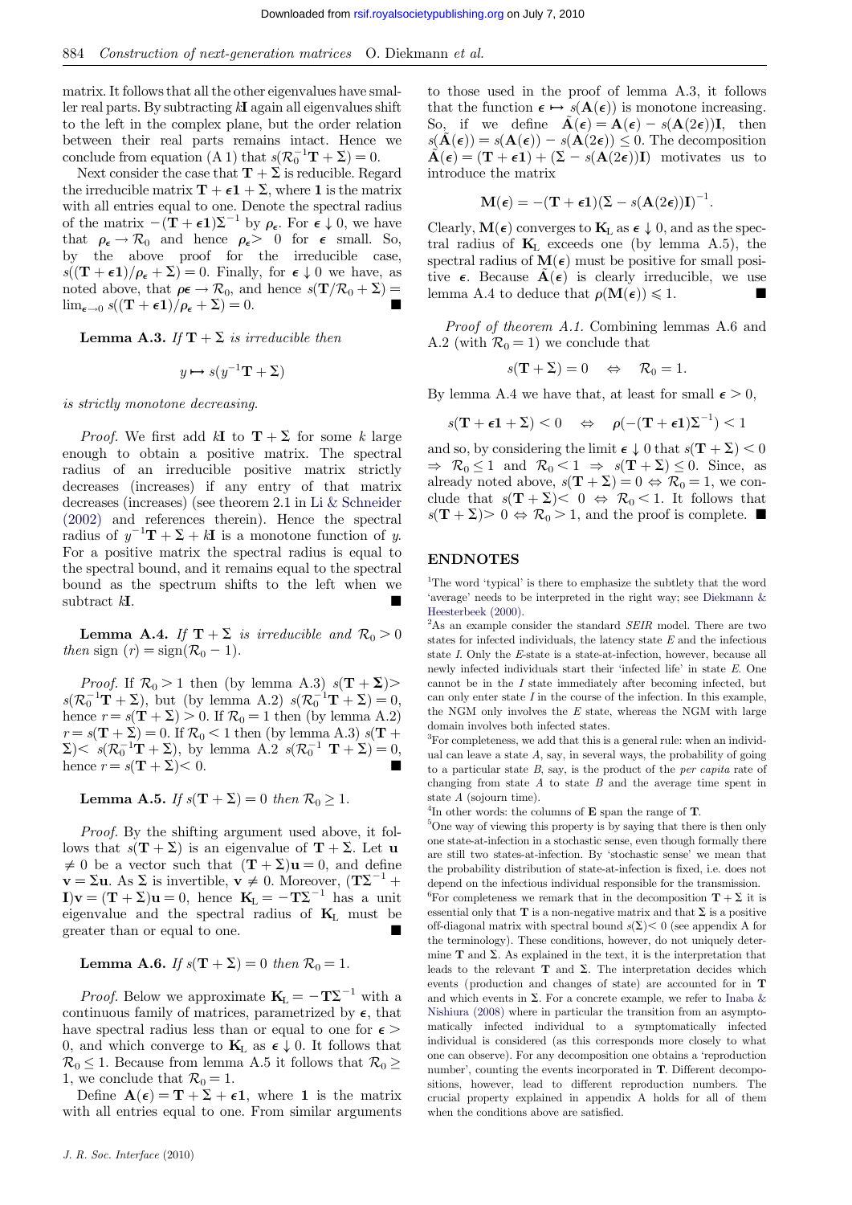matrix. It follows that all the other eigenvalues have smaller real parts. By subtracting $k\mathbf{I}$ again all eigenvalues shift to the left in the complex plane, but the order relation between their real parts remains intact. Hence we conclude from equation (A 1) that $s(\mathcal{R}_0^{-1}\mathbf{T} + \Sigma) = 0$.

Next consider the case that $\mathbf{T} + \Sigma$ is reducible. Regard the irreducible matrix $\mathbf{T} + \epsilon\mathbf{1} + \Sigma$, where $\mathbf{1}$ is the matrix with all entries equal to one. Denote the spectral radius of the matrix $-(\mathbf{T} + \epsilon\mathbf{1})\Sigma^{-1}$ by $\rho_\epsilon$. For $\epsilon \downarrow 0$, we have that $\rho_\epsilon \to \mathcal{R}_0$ and hence $\rho_\epsilon > 0$ for $\epsilon$ small. So, by the above proof for the irreducible case, $s((\mathbf{T} + \epsilon\mathbf{1})/\rho_\epsilon + \Sigma) = 0$. Finally, for $\epsilon \downarrow 0$ we have, as noted above, that $\rho\epsilon \to \mathcal{R}_0$, and hence $s(\mathbf{T}/\mathcal{R}_0 + \Sigma) = \lim_{\epsilon\to 0} s((\mathbf{T} + \epsilon\mathbf{1})/\rho_\epsilon + \Sigma) = 0$. ■

**Lemma A.3.** *If $\mathbf{T} + \Sigma$ is irreducible then*

$$y \mapsto s(y^{-1}\mathbf{T} + \Sigma)$$

*is strictly monotone decreasing.*

*Proof.* We first add $k\mathbf{I}$ to $\mathbf{T} + \Sigma$ for some $k$ large enough to obtain a positive matrix. The spectral radius of an irreducible positive matrix strictly decreases (increases) if any entry of that matrix decreases (increases) (see theorem 2.1 in Li & Schneider (2002) and references therein). Hence the spectral radius of $y^{-1}\mathbf{T} + \Sigma + k\mathbf{I}$ is a monotone function of $y$. For a positive matrix the spectral radius is equal to the spectral bound, and it remains equal to the spectral bound as the spectrum shifts to the left when we subtract $k\mathbf{I}$. ■

**Lemma A.4.** *If $\mathbf{T} + \Sigma$ is irreducible and $\mathcal{R}_0 > 0$ then* sign $(r) = \text{sign}(\mathcal{R}_0 - 1)$.

*Proof.* If $\mathcal{R}_0 > 1$ then (by lemma A.3) $s(\mathbf{T} + \Sigma) > s(\mathcal{R}_0^{-1}\mathbf{T} + \Sigma)$, but (by lemma A.2) $s(\mathcal{R}_0^{-1}\mathbf{T} + \Sigma) = 0$, hence $r = s(\mathbf{T} + \Sigma) > 0$. If $\mathcal{R}_0 = 1$ then (by lemma A.2) $r = s(\mathbf{T} + \Sigma) = 0$. If $\mathcal{R}_0 < 1$ then (by lemma A.3) $s(\mathbf{T} + \Sigma) < s(\mathcal{R}_0^{-1}\mathbf{T} + \Sigma)$, by lemma A.2 $s(\mathcal{R}_0^{-1}\,\mathbf{T} + \Sigma) = 0$, hence $r = s(\mathbf{T} + \Sigma) < 0$. ■

**Lemma A.5.** *If $s(\mathbf{T} + \Sigma) = 0$ then $\mathcal{R}_0 \geq 1$.*

*Proof.* By the shifting argument used above, it follows that $s(\mathbf{T} + \Sigma)$ is an eigenvalue of $\mathbf{T} + \Sigma$. Let $\mathbf{u} \neq 0$ be a vector such that $(\mathbf{T} + \Sigma)\mathbf{u} = 0$, and define $\mathbf{v} = \Sigma\mathbf{u}$. As $\Sigma$ is invertible, $\mathbf{v} \neq 0$. Moreover, $(\mathbf{T}\Sigma^{-1} + \mathbf{I})\mathbf{v} = (\mathbf{T} + \Sigma)\mathbf{u} = 0$, hence $\mathbf{K}_\text{L} = -\mathbf{T}\Sigma^{-1}$ has a unit eigenvalue and the spectral radius of $\mathbf{K}_\text{L}$ must be greater than or equal to one. ■

**Lemma A.6.** *If $s(\mathbf{T} + \Sigma) = 0$ then $\mathcal{R}_0 = 1$.*

*Proof.* Below we approximate $\mathbf{K}_\text{L} = -\mathbf{T}\Sigma^{-1}$ with a continuous family of matrices, parametrized by $\epsilon$, that have spectral radius less than or equal to one for $\epsilon > 0$, and which converge to $\mathbf{K}_\text{L}$ as $\epsilon \downarrow 0$. It follows that $\mathcal{R}_0 \leq 1$. Because from lemma A.5 it follows that $\mathcal{R}_0 \geq 1$, we conclude that $\mathcal{R}_0 = 1$.

Define $\mathbf{A}(\epsilon) = \mathbf{T} + \Sigma + \epsilon\mathbf{1}$, where $\mathbf{1}$ is the matrix with all entries equal to one. From similar arguments to those used in the proof of lemma A.3, it follows that the function $\epsilon \mapsto s(\mathbf{A}(\epsilon))$ is monotone increasing. So, if we define $\tilde{\mathbf{A}}(\epsilon) = \mathbf{A}(\epsilon) - s(\mathbf{A}(2\epsilon))\mathbf{I}$, then $s(\tilde{\mathbf{A}}(\epsilon)) = s(\mathbf{A}(\epsilon)) - s(\mathbf{A}(2\epsilon)) \leq 0$. The decomposition $\tilde{\mathbf{A}}(\epsilon) = (\mathbf{T} + \epsilon\mathbf{1}) + (\Sigma - s(\mathbf{A}(2\epsilon))\mathbf{I})$ motivates us to introduce the matrix

$$\mathbf{M}(\epsilon) = -(\mathbf{T} + \epsilon\mathbf{1})(\Sigma - s(\mathbf{A}(2\epsilon))\mathbf{I})^{-1}.$$

Clearly, $\mathbf{M}(\epsilon)$ converges to $\mathbf{K}_\text{L}$ as $\epsilon \downarrow 0$, and as the spectral radius of $\mathbf{K}_\text{L}$ exceeds one (by lemma A.5), the spectral radius of $\mathbf{M}(\epsilon)$ must be positive for small positive $\epsilon$. Because $\tilde{\mathbf{A}}(\epsilon)$ is clearly irreducible, we use lemma A.4 to deduce that $\rho(\mathbf{M}(\epsilon)) \leqslant 1$. ■

*Proof of theorem A.1.* Combining lemmas A.6 and A.2 (with $\mathcal{R}_0 = 1$) we conclude that

$$s(\mathbf{T} + \Sigma) = 0 \quad \Leftrightarrow \quad \mathcal{R}_0 = 1.$$

By lemma A.4 we have that, at least for small $\epsilon > 0$,

$$s(\mathbf{T} + \epsilon\mathbf{1} + \Sigma) < 0 \quad \Leftrightarrow \quad \rho(-(\mathbf{T} + \epsilon\mathbf{1})\Sigma^{-1}) < 1$$

and so, by considering the limit $\epsilon \downarrow 0$ that $s(\mathbf{T} + \Sigma) < 0 \Rightarrow \mathcal{R}_0 \leq 1$ and $\mathcal{R}_0 < 1 \Rightarrow s(\mathbf{T} + \Sigma) \leq 0$. Since, as already noted above, $s(\mathbf{T} + \Sigma) = 0 \Leftrightarrow \mathcal{R}_0 = 1$, we conclude that $s(\mathbf{T} + \Sigma) < 0 \Leftrightarrow \mathcal{R}_0 < 1$. It follows that $s(\mathbf{T} + \Sigma) > 0 \Leftrightarrow \mathcal{R}_0 > 1$, and the proof is complete. ■

## ENDNOTES

[1]The word 'typical' is there to emphasize the subtlety that the word 'average' needs to be interpreted in the right way; see Diekmann & Heesterbeek (2000).

[2]As an example consider the standard *SEIR* model. There are two states for infected individuals, the latency state *E* and the infectious state *I*. Only the *E*-state is a state-at-infection, however, because all newly infected individuals start their 'infected life' in state *E*. One cannot be in the *I* state immediately after becoming infected, but can only enter state *I* in the course of the infection. In this example, the NGM only involves the *E* state, whereas the NGM with large domain involves both infected states.

[3]For completeness, we add that this is a general rule: when an individual can leave a state *A*, say, in several ways, the probability of going to a particular state *B*, say, is the product of the *per capita* rate of changing from state *A* to state *B* and the average time spent in state *A* (sojourn time).

[4]In other words: the columns of $\mathbf{E}$ span the range of $\mathbf{T}$.

[5]One way of viewing this property is by saying that there is then only one state-at-infection in a stochastic sense, even though formally there are still two states-at-infection. By 'stochastic sense' we mean that the probability distribution of state-at-infection is fixed, i.e. does not depend on the infectious individual responsible for the transmission.

[6]For completeness we remark that in the decomposition $\mathbf{T} + \Sigma$ it is essential only that $\mathbf{T}$ is a non-negative matrix and that $\Sigma$ is a positive off-diagonal matrix with spectral bound $s(\Sigma) < 0$ (see appendix A for the terminology). These conditions, however, do not uniquely determine $\mathbf{T}$ and $\Sigma$. As explained in the text, it is the interpretation that leads to the relevant $\mathbf{T}$ and $\Sigma$. The interpretation decides which events (production and changes of state) are accounted for in $\mathbf{T}$ and which events in $\Sigma$. For a concrete example, we refer to Inaba & Nishiura (2008) where in particular the transition from an asymptomatically infected individual to a symptomatically infected individual is considered (as this corresponds more closely to what one can observe). For any decomposition one obtains a 'reproduction number', counting the events incorporated in $\mathbf{T}$. Different decompositions, however, lead to different reproduction numbers. The crucial property explained in appendix A holds for all of them when the conditions above are satisfied.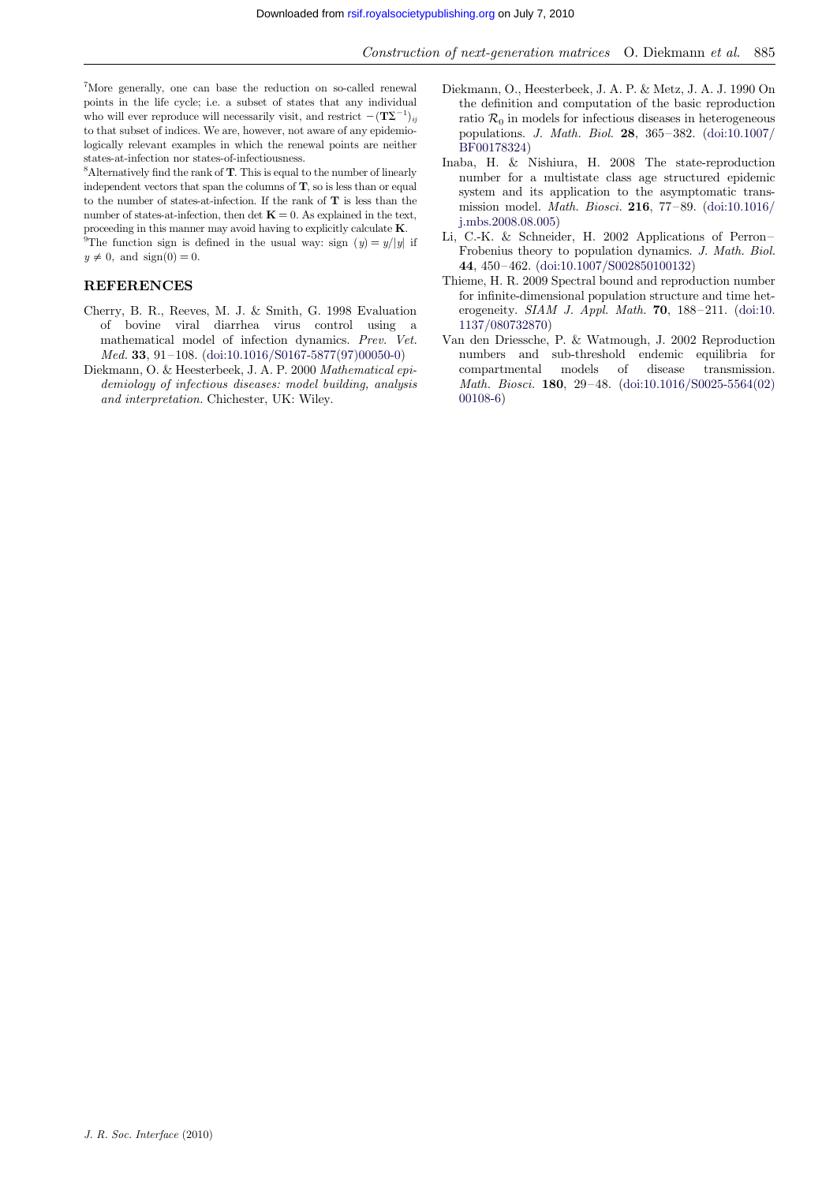[7]More generally, one can base the reduction on so-called renewal points in the life cycle; i.e. a subset of states that any individual who will ever reproduce will necessarily visit, and restrict $-(\mathbf{T}\boldsymbol{\Sigma}^{-1})_{ij}$ to that subset of indices. We are, however, not aware of any epidemiologically relevant examples in which the renewal points are neither states-at-infection nor states-of-infectiousness.

[8]Alternatively find the rank of $\mathbf{T}$. This is equal to the number of linearly independent vectors that span the columns of $\mathbf{T}$, so is less than or equal to the number of states-at-infection. If the rank of $\mathbf{T}$ is less than the number of states-at-infection, then $\det \mathbf{K} = 0$. As explained in the text, proceeding in this manner may avoid having to explicitly calculate $\mathbf{K}$.

[9]The function sign is defined in the usual way: sign $(y) = y/|y|$ if $y \neq 0$, and $\text{sign}(0) = 0$.

## REFERENCES

Cherry, B. R., Reeves, M. J. & Smith, G. 1998 Evaluation of bovine viral diarrhea virus control using a mathematical model of infection dynamics. *Prev. Vet. Med.* **33**, 91–108. (doi:10.1016/S0167-5877(97)00050-0)

Diekmann, O. & Heesterbeek, J. A. P. 2000 *Mathematical epidemiology of infectious diseases: model building, analysis and interpretation.* Chichester, UK: Wiley.

Diekmann, O., Heesterbeek, J. A. P. & Metz, J. A. J. 1990 On the definition and computation of the basic reproduction ratio $\mathcal{R}_0$ in models for infectious diseases in heterogeneous populations. *J. Math. Biol.* **28**, 365–382. (doi:10.1007/BF00178324)

Inaba, H. & Nishiura, H. 2008 The state-reproduction number for a multistate class age structured epidemic system and its application to the asymptomatic transmission model. *Math. Biosci.* **216**, 77–89. (doi:10.1016/j.mbs.2008.08.005)

Li, C.-K. & Schneider, H. 2002 Applications of Perron–Frobenius theory to population dynamics. *J. Math. Biol.* **44**, 450–462. (doi:10.1007/S002850100132)

Thieme, H. R. 2009 Spectral bound and reproduction number for infinite-dimensional population structure and time heterogeneity. *SIAM J. Appl. Math.* **70**, 188–211. (doi:10.1137/080732870)

Van den Driessche, P. & Watmough, J. 2002 Reproduction numbers and sub-threshold endemic equilibria for compartmental models of disease transmission. *Math. Biosci.* **180**, 29–48. (doi:10.1016/S0025-5564(02)00108-6)